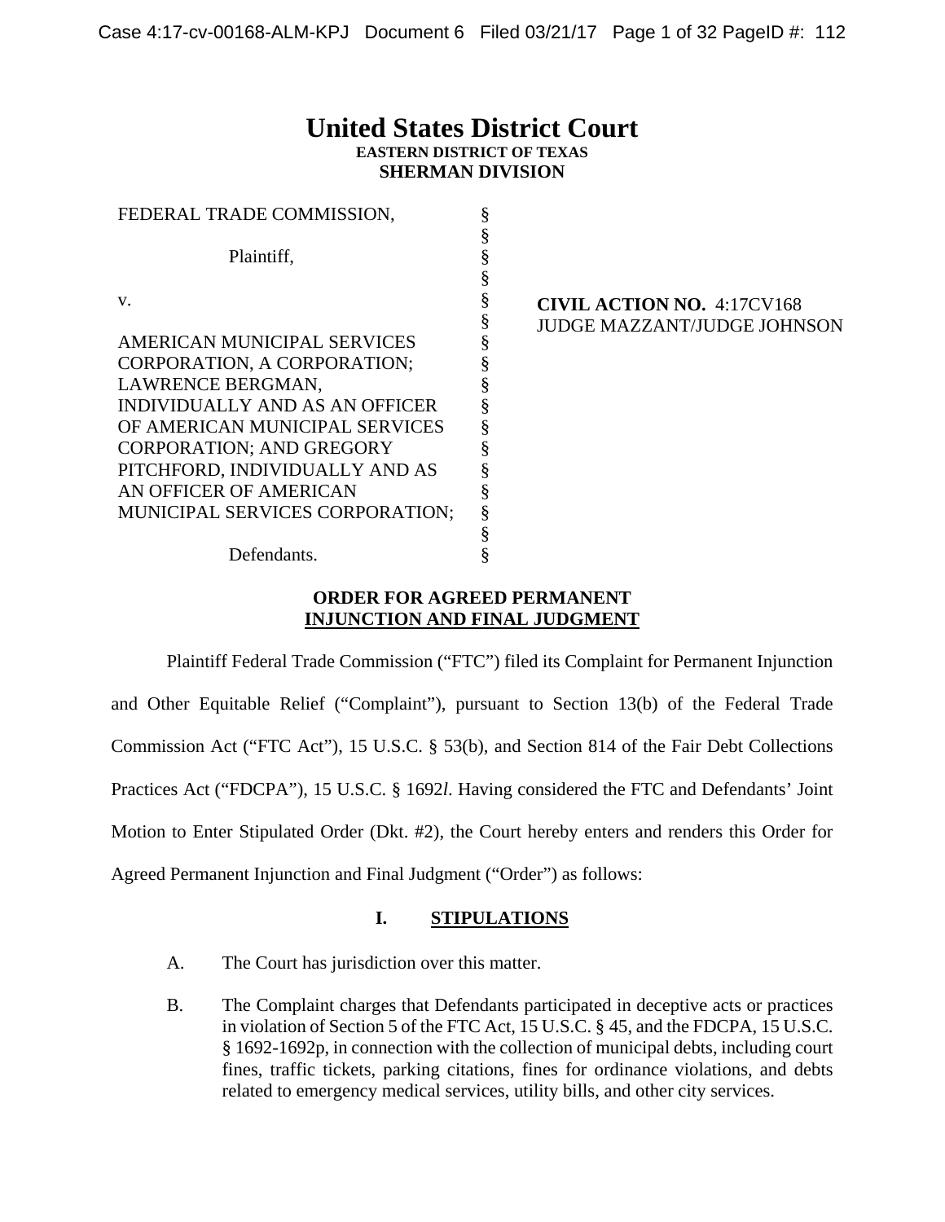# United States District Court

**EASTERN DISTRICT OF TEXAS**
**SHERMAN DIVISION**

| | | |
|---|---|---|
| FEDERAL TRADE COMMISSION,<br><br>Plaintiff,<br><br>v.<br><br>AMERICAN MUNICIPAL SERVICES CORPORATION, A CORPORATION; LAWRENCE BERGMAN, INDIVIDUALLY AND AS AN OFFICER OF AMERICAN MUNICIPAL SERVICES CORPORATION; AND GREGORY PITCHFORD, INDIVIDUALLY AND AS AN OFFICER OF AMERICAN MUNICIPAL SERVICES CORPORATION;<br><br>Defendants. | §<br>§<br>§<br>§<br>§<br>§<br>§<br>§<br>§<br>§<br>§<br>§<br>§<br>§<br>§<br>§<br>§ | **CIVIL ACTION NO.** 4:17CV168<br>JUDGE MAZZANT/JUDGE JOHNSON |

**ORDER FOR AGREED PERMANENT INJUNCTION AND FINAL JUDGMENT**

Plaintiff Federal Trade Commission ("FTC") filed its Complaint for Permanent Injunction and Other Equitable Relief ("Complaint"), pursuant to Section 13(b) of the Federal Trade Commission Act ("FTC Act"), 15 U.S.C. § 53(b), and Section 814 of the Fair Debt Collections Practices Act ("FDCPA"), 15 U.S.C. § 1692*l*. Having considered the FTC and Defendants' Joint Motion to Enter Stipulated Order (Dkt. #2), the Court hereby enters and renders this Order for Agreed Permanent Injunction and Final Judgment ("Order") as follows:

## I. STIPULATIONS

A. The Court has jurisdiction over this matter.

B. The Complaint charges that Defendants participated in deceptive acts or practices in violation of Section 5 of the FTC Act, 15 U.S.C. § 45, and the FDCPA, 15 U.S.C. § 1692-1692p, in connection with the collection of municipal debts, including court fines, traffic tickets, parking citations, fines for ordinance violations, and debts related to emergency medical services, utility bills, and other city services.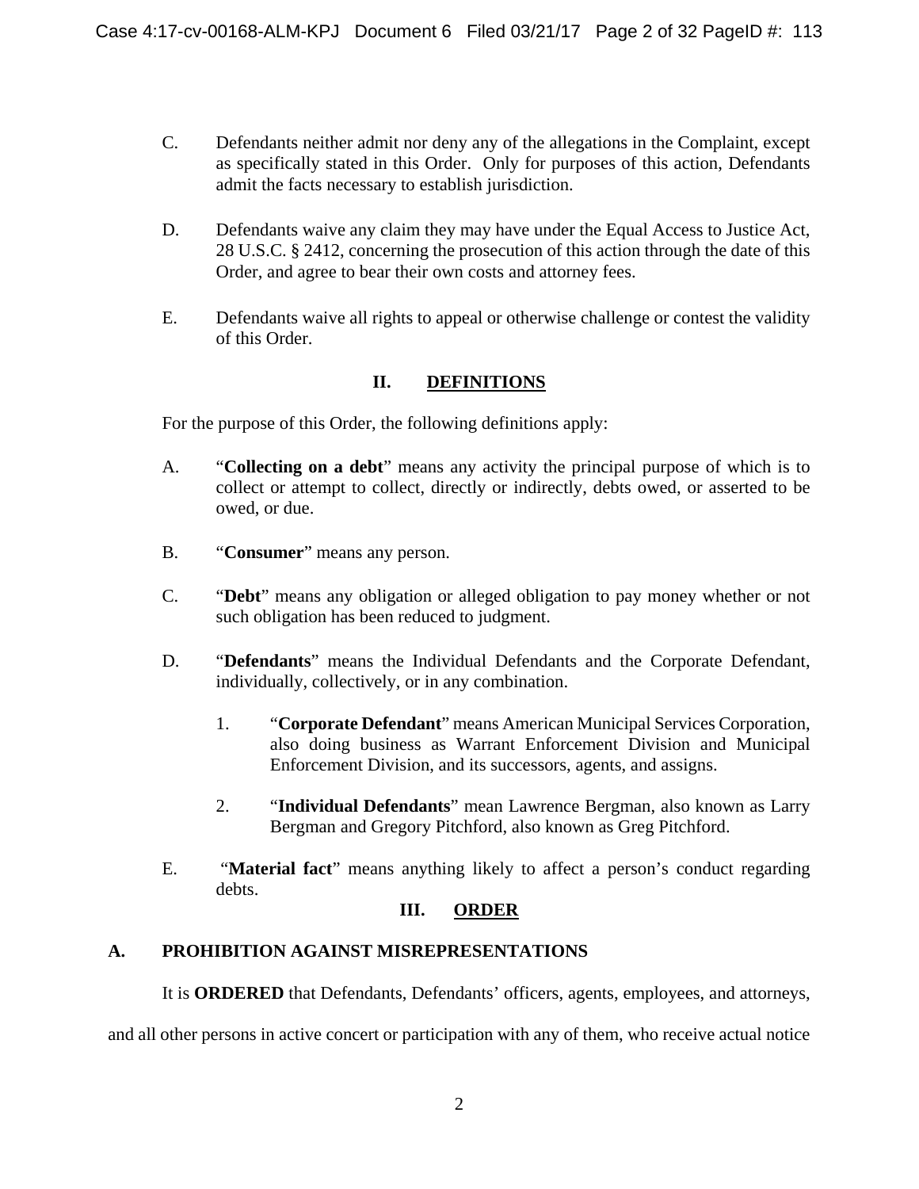C. Defendants neither admit nor deny any of the allegations in the Complaint, except as specifically stated in this Order. Only for purposes of this action, Defendants admit the facts necessary to establish jurisdiction.

D. Defendants waive any claim they may have under the Equal Access to Justice Act, 28 U.S.C. § 2412, concerning the prosecution of this action through the date of this Order, and agree to bear their own costs and attorney fees.

E. Defendants waive all rights to appeal or otherwise challenge or contest the validity of this Order.

## II. DEFINITIONS

For the purpose of this Order, the following definitions apply:

A. "**Collecting on a debt**" means any activity the principal purpose of which is to collect or attempt to collect, directly or indirectly, debts owed, or asserted to be owed, or due.

B. "**Consumer**" means any person.

C. "**Debt**" means any obligation or alleged obligation to pay money whether or not such obligation has been reduced to judgment.

D. "**Defendants**" means the Individual Defendants and the Corporate Defendant, individually, collectively, or in any combination.

1. "**Corporate Defendant**" means American Municipal Services Corporation, also doing business as Warrant Enforcement Division and Municipal Enforcement Division, and its successors, agents, and assigns.

2. "**Individual Defendants**" mean Lawrence Bergman, also known as Larry Bergman and Gregory Pitchford, also known as Greg Pitchford.

E. "**Material fact**" means anything likely to affect a person's conduct regarding debts.

## III. ORDER

### A. PROHIBITION AGAINST MISREPRESENTATIONS

It is **ORDERED** that Defendants, Defendants' officers, agents, employees, and attorneys, and all other persons in active concert or participation with any of them, who receive actual notice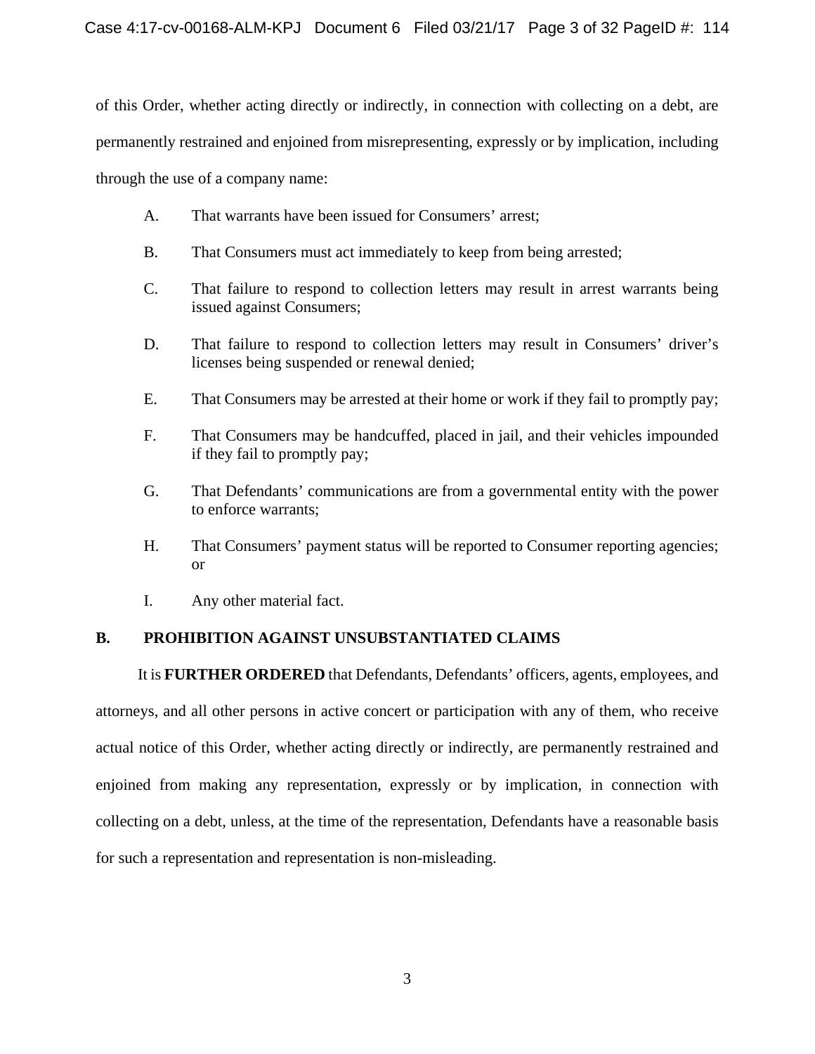of this Order, whether acting directly or indirectly, in connection with collecting on a debt, are permanently restrained and enjoined from misrepresenting, expressly or by implication, including through the use of a company name:

A. That warrants have been issued for Consumers' arrest;

B. That Consumers must act immediately to keep from being arrested;

C. That failure to respond to collection letters may result in arrest warrants being issued against Consumers;

D. That failure to respond to collection letters may result in Consumers' driver's licenses being suspended or renewal denied;

E. That Consumers may be arrested at their home or work if they fail to promptly pay;

F. That Consumers may be handcuffed, placed in jail, and their vehicles impounded if they fail to promptly pay;

G. That Defendants' communications are from a governmental entity with the power to enforce warrants;

H. That Consumers' payment status will be reported to Consumer reporting agencies; or

I. Any other material fact.

## B. PROHIBITION AGAINST UNSUBSTANTIATED CLAIMS

It is **FURTHER ORDERED** that Defendants, Defendants' officers, agents, employees, and attorneys, and all other persons in active concert or participation with any of them, who receive actual notice of this Order, whether acting directly or indirectly, are permanently restrained and enjoined from making any representation, expressly or by implication, in connection with collecting on a debt, unless, at the time of the representation, Defendants have a reasonable basis for such a representation and representation is non-misleading.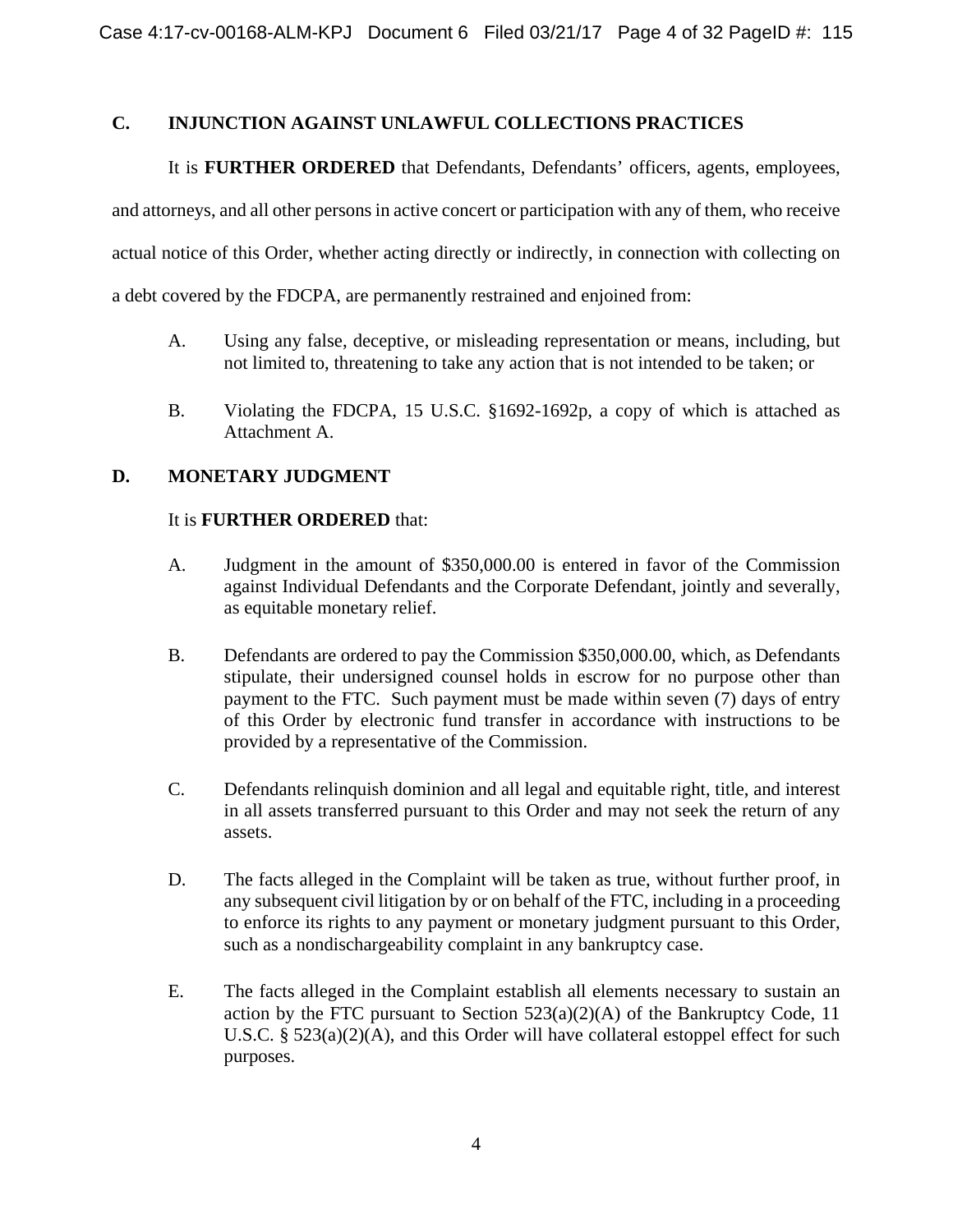## C. INJUNCTION AGAINST UNLAWFUL COLLECTIONS PRACTICES

It is **FURTHER ORDERED** that Defendants, Defendants' officers, agents, employees, and attorneys, and all other persons in active concert or participation with any of them, who receive actual notice of this Order, whether acting directly or indirectly, in connection with collecting on a debt covered by the FDCPA, are permanently restrained and enjoined from:

A. Using any false, deceptive, or misleading representation or means, including, but not limited to, threatening to take any action that is not intended to be taken; or

B. Violating the FDCPA, 15 U.S.C. §1692-1692p, a copy of which is attached as Attachment A.

## D. MONETARY JUDGMENT

It is **FURTHER ORDERED** that:

A. Judgment in the amount of $350,000.00 is entered in favor of the Commission against Individual Defendants and the Corporate Defendant, jointly and severally, as equitable monetary relief.

B. Defendants are ordered to pay the Commission $350,000.00, which, as Defendants stipulate, their undersigned counsel holds in escrow for no purpose other than payment to the FTC. Such payment must be made within seven (7) days of entry of this Order by electronic fund transfer in accordance with instructions to be provided by a representative of the Commission.

C. Defendants relinquish dominion and all legal and equitable right, title, and interest in all assets transferred pursuant to this Order and may not seek the return of any assets.

D. The facts alleged in the Complaint will be taken as true, without further proof, in any subsequent civil litigation by or on behalf of the FTC, including in a proceeding to enforce its rights to any payment or monetary judgment pursuant to this Order, such as a nondischargeability complaint in any bankruptcy case.

E. The facts alleged in the Complaint establish all elements necessary to sustain an action by the FTC pursuant to Section 523(a)(2)(A) of the Bankruptcy Code, 11 U.S.C. § 523(a)(2)(A), and this Order will have collateral estoppel effect for such purposes.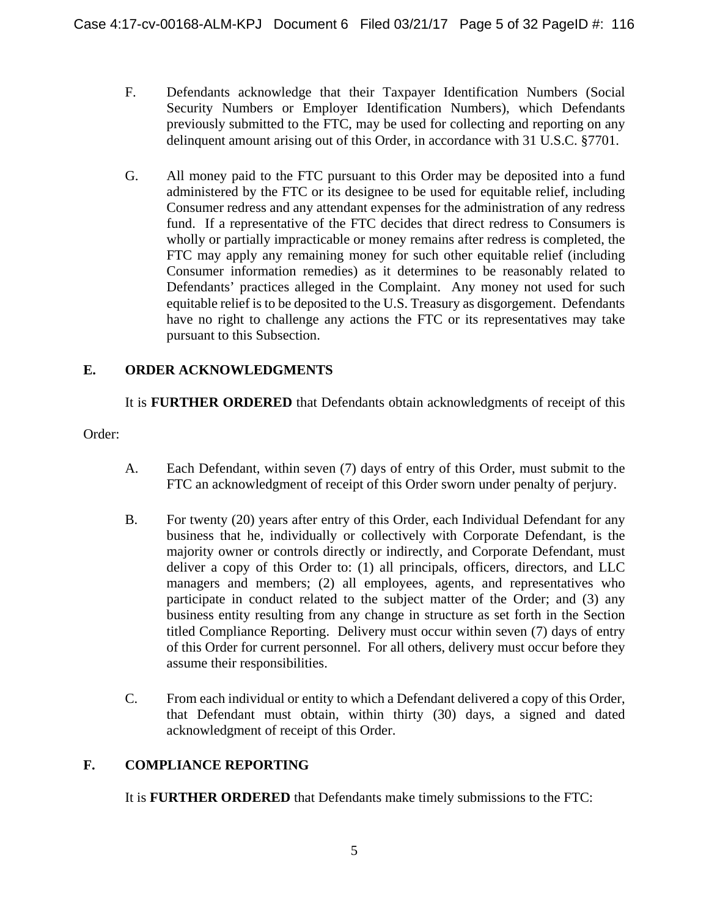F. Defendants acknowledge that their Taxpayer Identification Numbers (Social Security Numbers or Employer Identification Numbers), which Defendants previously submitted to the FTC, may be used for collecting and reporting on any delinquent amount arising out of this Order, in accordance with 31 U.S.C. §7701.

G. All money paid to the FTC pursuant to this Order may be deposited into a fund administered by the FTC or its designee to be used for equitable relief, including Consumer redress and any attendant expenses for the administration of any redress fund. If a representative of the FTC decides that direct redress to Consumers is wholly or partially impracticable or money remains after redress is completed, the FTC may apply any remaining money for such other equitable relief (including Consumer information remedies) as it determines to be reasonably related to Defendants' practices alleged in the Complaint. Any money not used for such equitable relief is to be deposited to the U.S. Treasury as disgorgement. Defendants have no right to challenge any actions the FTC or its representatives may take pursuant to this Subsection.

## E. ORDER ACKNOWLEDGMENTS

It is **FURTHER ORDERED** that Defendants obtain acknowledgments of receipt of this Order:

A. Each Defendant, within seven (7) days of entry of this Order, must submit to the FTC an acknowledgment of receipt of this Order sworn under penalty of perjury.

B. For twenty (20) years after entry of this Order, each Individual Defendant for any business that he, individually or collectively with Corporate Defendant, is the majority owner or controls directly or indirectly, and Corporate Defendant, must deliver a copy of this Order to: (1) all principals, officers, directors, and LLC managers and members; (2) all employees, agents, and representatives who participate in conduct related to the subject matter of the Order; and (3) any business entity resulting from any change in structure as set forth in the Section titled Compliance Reporting. Delivery must occur within seven (7) days of entry of this Order for current personnel. For all others, delivery must occur before they assume their responsibilities.

C. From each individual or entity to which a Defendant delivered a copy of this Order, that Defendant must obtain, within thirty (30) days, a signed and dated acknowledgment of receipt of this Order.

## F. COMPLIANCE REPORTING

It is **FURTHER ORDERED** that Defendants make timely submissions to the FTC: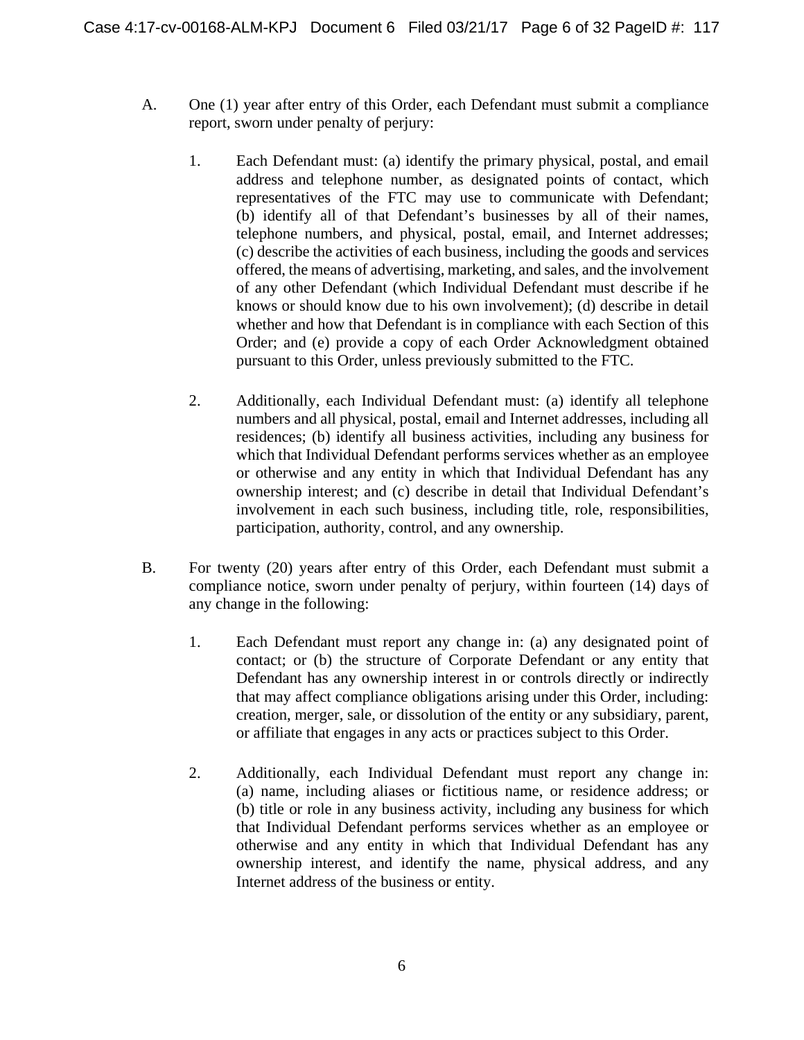A. One (1) year after entry of this Order, each Defendant must submit a compliance report, sworn under penalty of perjury:

   1. Each Defendant must: (a) identify the primary physical, postal, and email address and telephone number, as designated points of contact, which representatives of the FTC may use to communicate with Defendant; (b) identify all of that Defendant's businesses by all of their names, telephone numbers, and physical, postal, email, and Internet addresses; (c) describe the activities of each business, including the goods and services offered, the means of advertising, marketing, and sales, and the involvement of any other Defendant (which Individual Defendant must describe if he knows or should know due to his own involvement); (d) describe in detail whether and how that Defendant is in compliance with each Section of this Order; and (e) provide a copy of each Order Acknowledgment obtained pursuant to this Order, unless previously submitted to the FTC.

   2. Additionally, each Individual Defendant must: (a) identify all telephone numbers and all physical, postal, email and Internet addresses, including all residences; (b) identify all business activities, including any business for which that Individual Defendant performs services whether as an employee or otherwise and any entity in which that Individual Defendant has any ownership interest; and (c) describe in detail that Individual Defendant's involvement in each such business, including title, role, responsibilities, participation, authority, control, and any ownership.

B. For twenty (20) years after entry of this Order, each Defendant must submit a compliance notice, sworn under penalty of perjury, within fourteen (14) days of any change in the following:

   1. Each Defendant must report any change in: (a) any designated point of contact; or (b) the structure of Corporate Defendant or any entity that Defendant has any ownership interest in or controls directly or indirectly that may affect compliance obligations arising under this Order, including: creation, merger, sale, or dissolution of the entity or any subsidiary, parent, or affiliate that engages in any acts or practices subject to this Order.

   2. Additionally, each Individual Defendant must report any change in: (a) name, including aliases or fictitious name, or residence address; or (b) title or role in any business activity, including any business for which that Individual Defendant performs services whether as an employee or otherwise and any entity in which that Individual Defendant has any ownership interest, and identify the name, physical address, and any Internet address of the business or entity.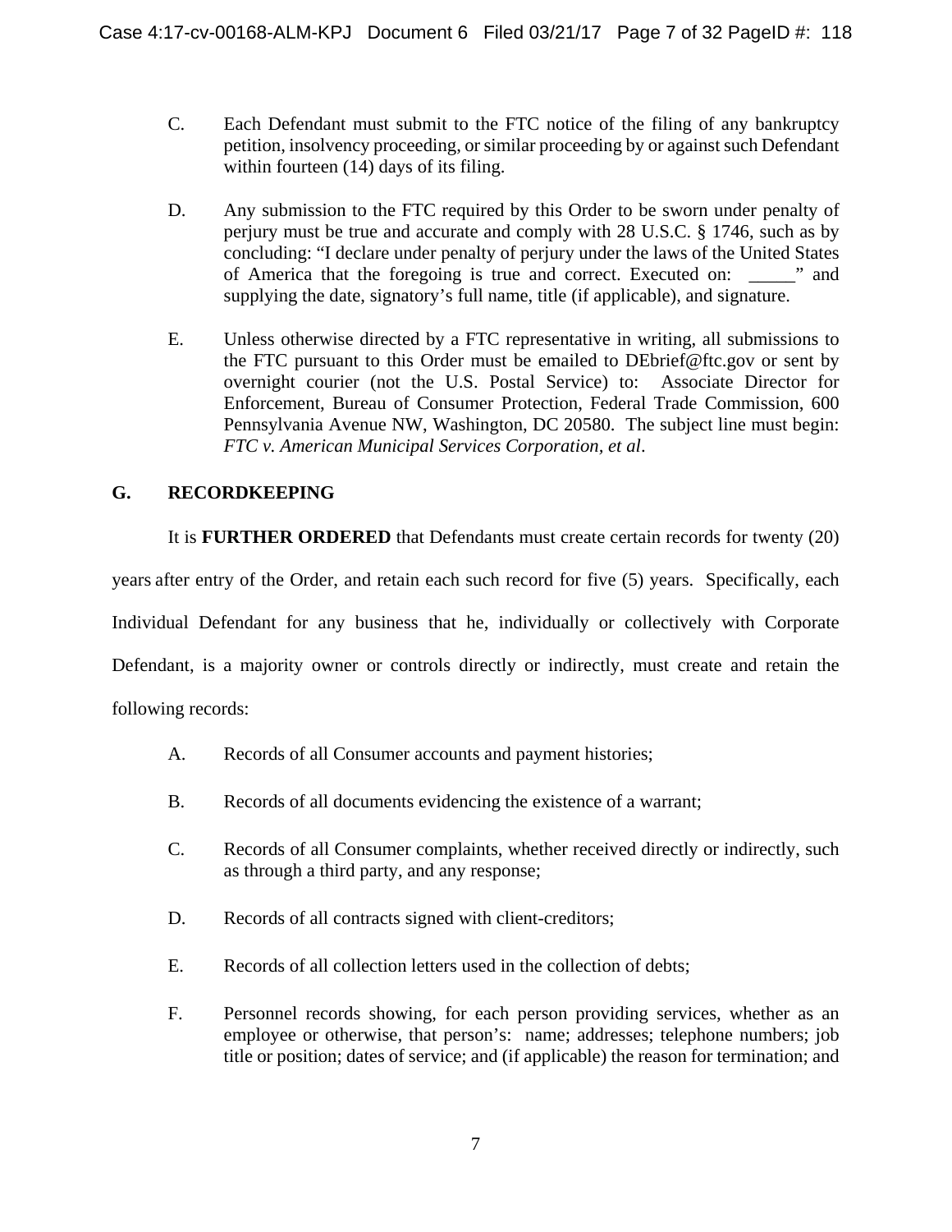C. Each Defendant must submit to the FTC notice of the filing of any bankruptcy petition, insolvency proceeding, or similar proceeding by or against such Defendant within fourteen (14) days of its filing.

D. Any submission to the FTC required by this Order to be sworn under penalty of perjury must be true and accurate and comply with 28 U.S.C. § 1746, such as by concluding: "I declare under penalty of perjury under the laws of the United States of America that the foregoing is true and correct. Executed on: _____" and supplying the date, signatory's full name, title (if applicable), and signature.

E. Unless otherwise directed by a FTC representative in writing, all submissions to the FTC pursuant to this Order must be emailed to DEbrief@ftc.gov or sent by overnight courier (not the U.S. Postal Service) to: Associate Director for Enforcement, Bureau of Consumer Protection, Federal Trade Commission, 600 Pennsylvania Avenue NW, Washington, DC 20580. The subject line must begin: *FTC v. American Municipal Services Corporation, et al*.

## G. RECORDKEEPING

It is **FURTHER ORDERED** that Defendants must create certain records for twenty (20) years after entry of the Order, and retain each such record for five (5) years. Specifically, each Individual Defendant for any business that he, individually or collectively with Corporate Defendant, is a majority owner or controls directly or indirectly, must create and retain the following records:

A. Records of all Consumer accounts and payment histories;

B. Records of all documents evidencing the existence of a warrant;

C. Records of all Consumer complaints, whether received directly or indirectly, such as through a third party, and any response;

D. Records of all contracts signed with client-creditors;

E. Records of all collection letters used in the collection of debts;

F. Personnel records showing, for each person providing services, whether as an employee or otherwise, that person's: name; addresses; telephone numbers; job title or position; dates of service; and (if applicable) the reason for termination; and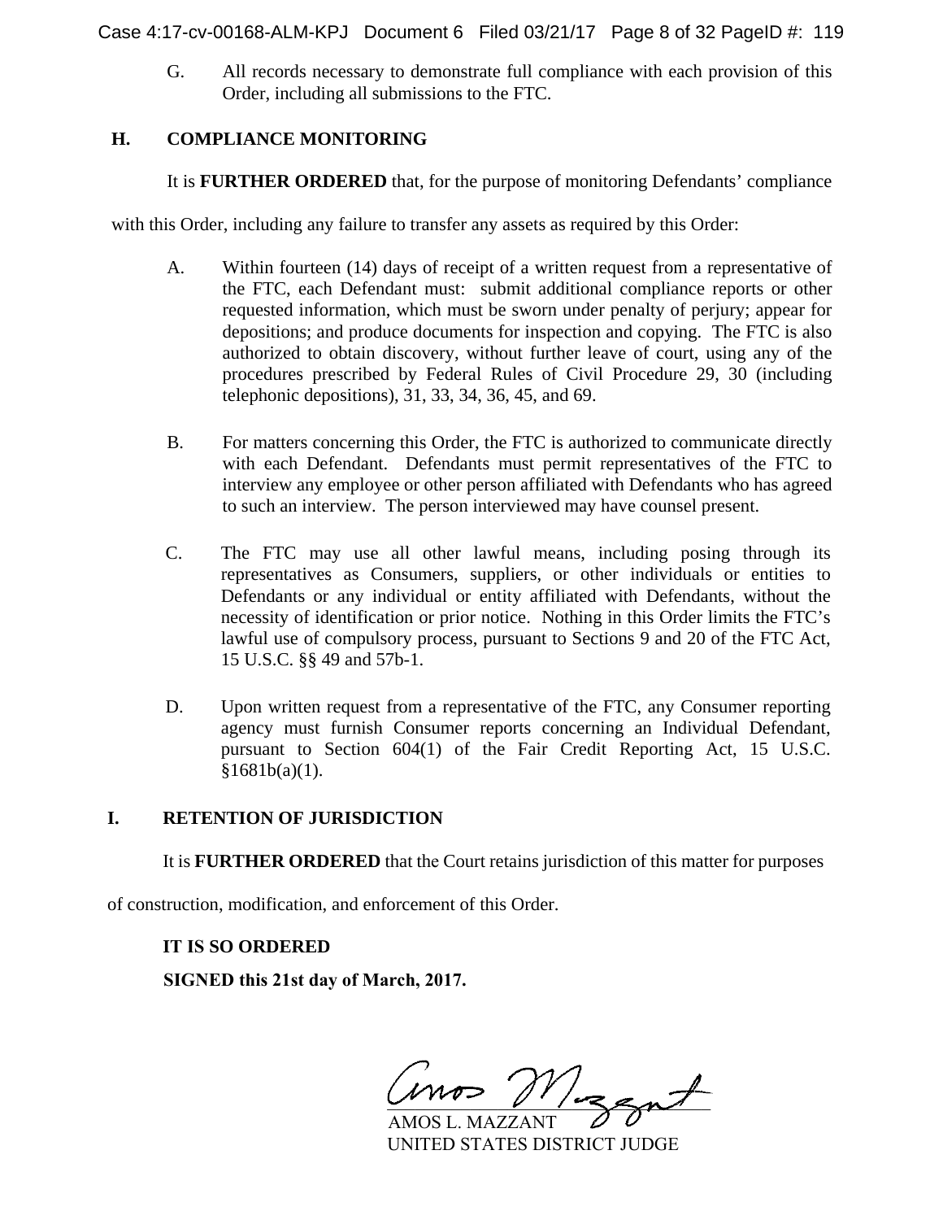G. All records necessary to demonstrate full compliance with each provision of this Order, including all submissions to the FTC.

## H. COMPLIANCE MONITORING

It is **FURTHER ORDERED** that, for the purpose of monitoring Defendants' compliance with this Order, including any failure to transfer any assets as required by this Order:

A. Within fourteen (14) days of receipt of a written request from a representative of the FTC, each Defendant must: submit additional compliance reports or other requested information, which must be sworn under penalty of perjury; appear for depositions; and produce documents for inspection and copying. The FTC is also authorized to obtain discovery, without further leave of court, using any of the procedures prescribed by Federal Rules of Civil Procedure 29, 30 (including telephonic depositions), 31, 33, 34, 36, 45, and 69.

B. For matters concerning this Order, the FTC is authorized to communicate directly with each Defendant. Defendants must permit representatives of the FTC to interview any employee or other person affiliated with Defendants who has agreed to such an interview. The person interviewed may have counsel present.

C. The FTC may use all other lawful means, including posing through its representatives as Consumers, suppliers, or other individuals or entities to Defendants or any individual or entity affiliated with Defendants, without the necessity of identification or prior notice. Nothing in this Order limits the FTC's lawful use of compulsory process, pursuant to Sections 9 and 20 of the FTC Act, 15 U.S.C. §§ 49 and 57b-1.

D. Upon written request from a representative of the FTC, any Consumer reporting agency must furnish Consumer reports concerning an Individual Defendant, pursuant to Section 604(1) of the Fair Credit Reporting Act, 15 U.S.C. §1681b(a)(1).

## I. RETENTION OF JURISDICTION

It is **FURTHER ORDERED** that the Court retains jurisdiction of this matter for purposes of construction, modification, and enforcement of this Order.

**IT IS SO ORDERED**

**SIGNED this 21st day of March, 2017.**

AMOS L. MAZZANT
UNITED STATES DISTRICT JUDGE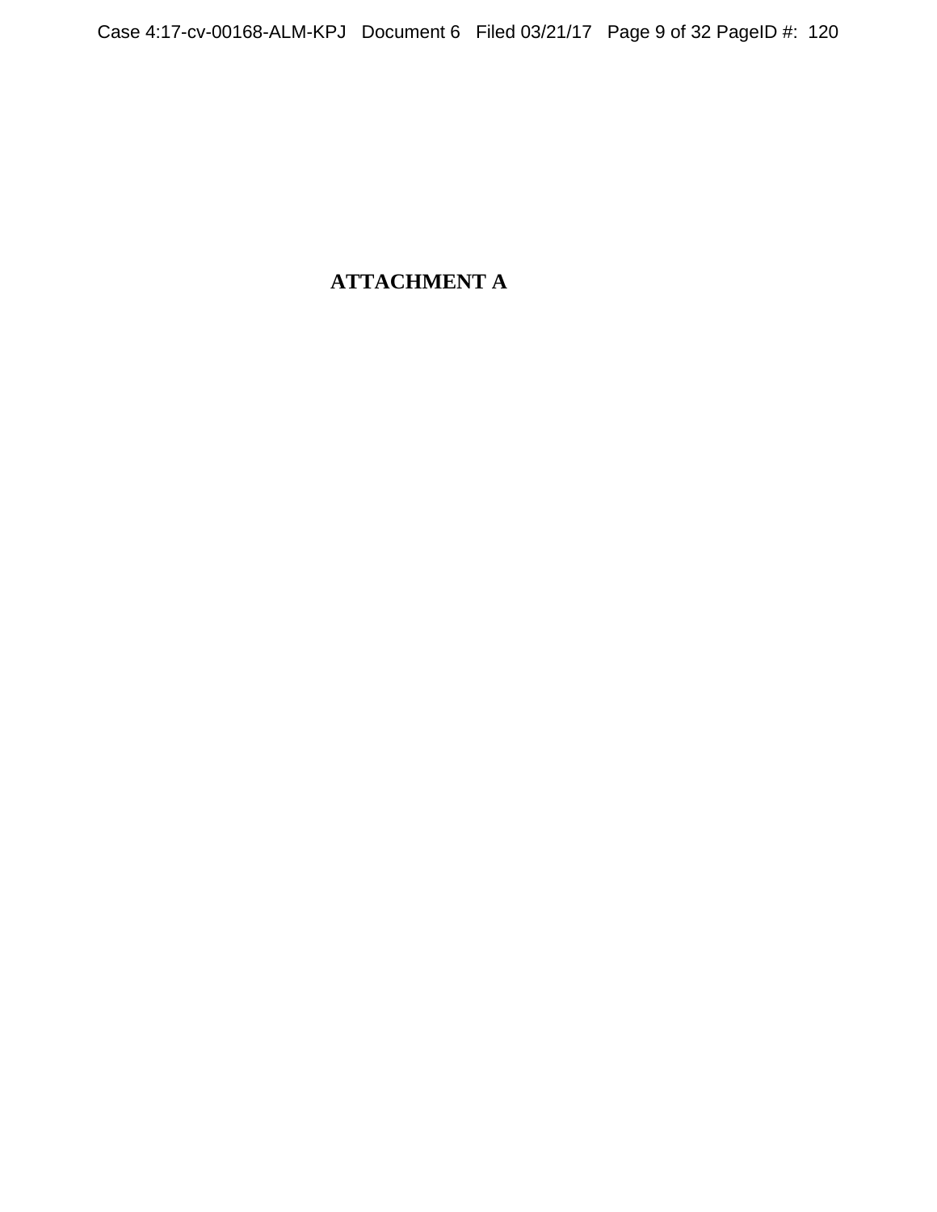**ATTACHMENT A**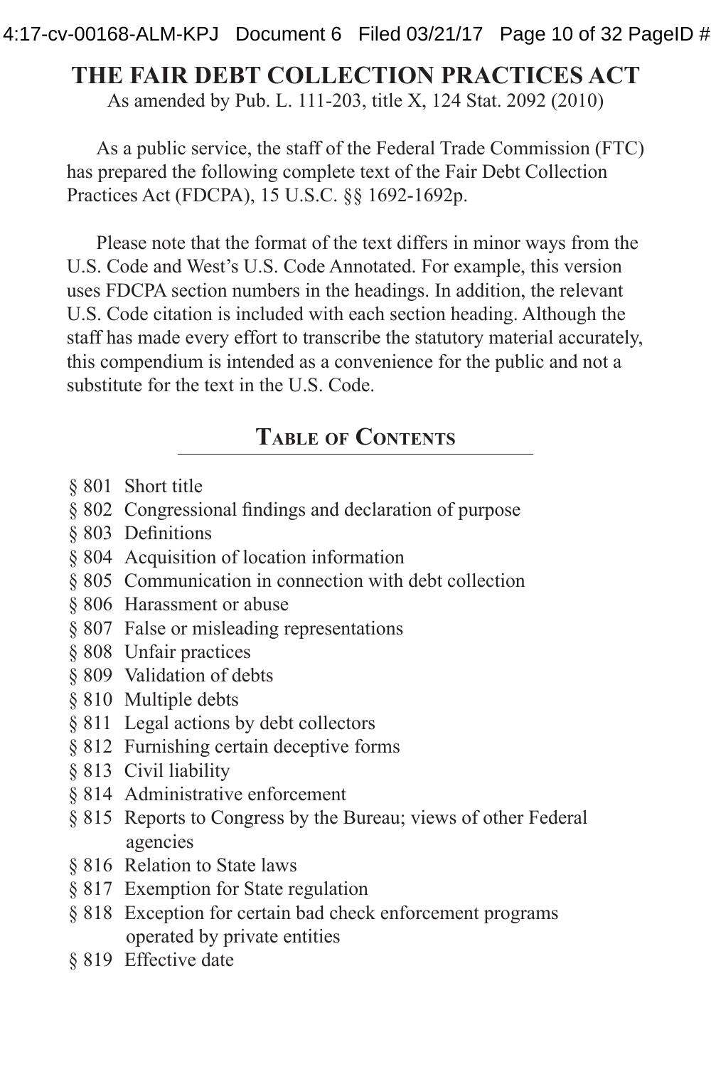# THE FAIR DEBT COLLECTION PRACTICES ACT

As amended by Pub. L. 111-203, title X, 124 Stat. 2092 (2010)

As a public service, the staff of the Federal Trade Commission (FTC) has prepared the following complete text of the Fair Debt Collection Practices Act (FDCPA), 15 U.S.C. §§ 1692-1692p.

Please note that the format of the text differs in minor ways from the U.S. Code and West's U.S. Code Annotated. For example, this version uses FDCPA section numbers in the headings. In addition, the relevant U.S. Code citation is included with each section heading. Although the staff has made every effort to transcribe the statutory material accurately, this compendium is intended as a convenience for the public and not a substitute for the text in the U.S. Code.

## Table of Contents

- § 801 Short title
- § 802 Congressional findings and declaration of purpose
- § 803 Definitions
- § 804 Acquisition of location information
- § 805 Communication in connection with debt collection
- § 806 Harassment or abuse
- § 807 False or misleading representations
- § 808 Unfair practices
- § 809 Validation of debts
- § 810 Multiple debts
- § 811 Legal actions by debt collectors
- § 812 Furnishing certain deceptive forms
- § 813 Civil liability
- § 814 Administrative enforcement
- § 815 Reports to Congress by the Bureau; views of other Federal agencies
- § 816 Relation to State laws
- § 817 Exemption for State regulation
- § 818 Exception for certain bad check enforcement programs operated by private entities
- § 819 Effective date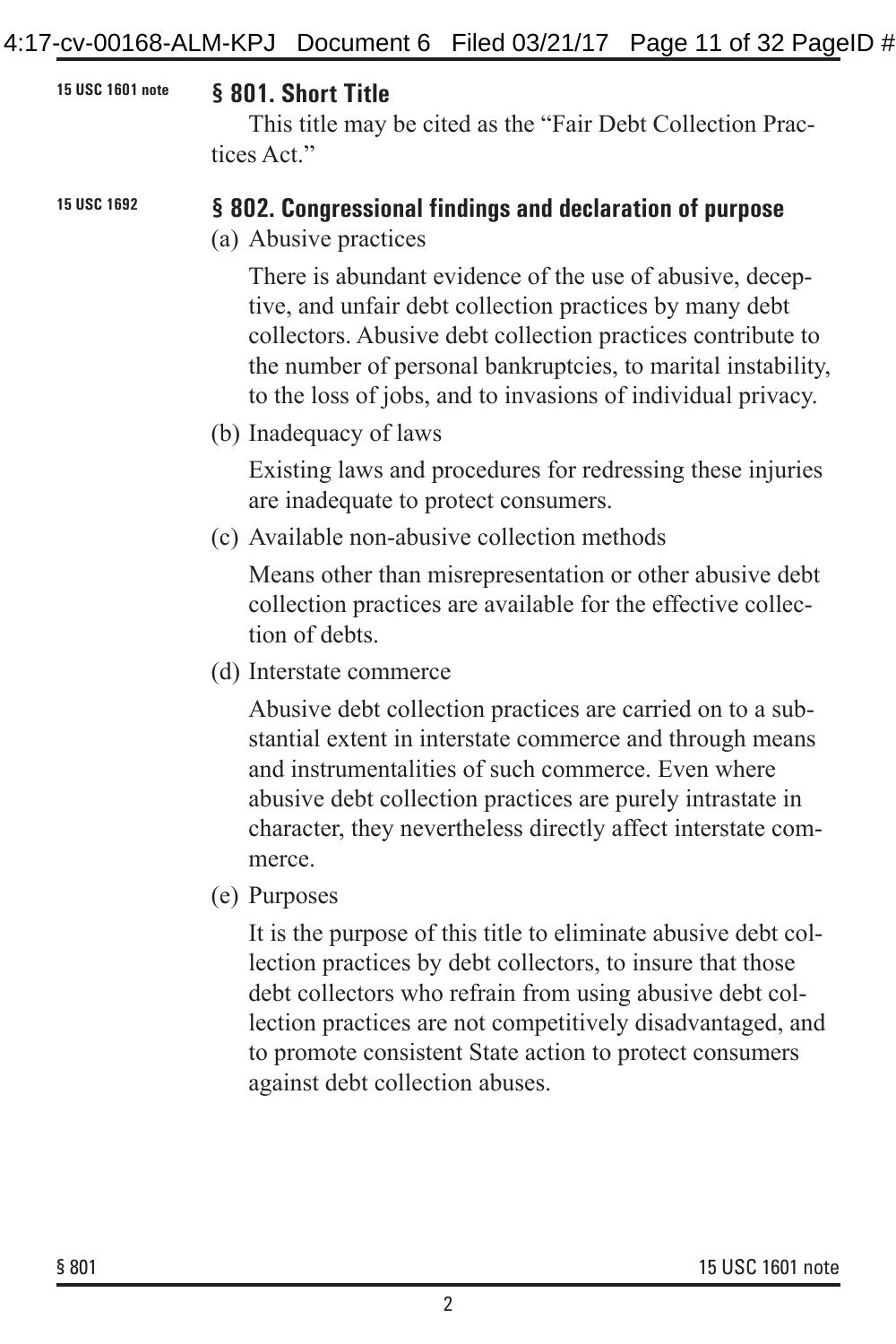15 USC 1601 note

## § 801. Short Title

This title may be cited as the "Fair Debt Collection Practices Act."

15 USC 1692

## § 802. Congressional findings and declaration of purpose

(a) Abusive practices

There is abundant evidence of the use of abusive, deceptive, and unfair debt collection practices by many debt collectors. Abusive debt collection practices contribute to the number of personal bankruptcies, to marital instability, to the loss of jobs, and to invasions of individual privacy.

(b) Inadequacy of laws

Existing laws and procedures for redressing these injuries are inadequate to protect consumers.

(c) Available non-abusive collection methods

Means other than misrepresentation or other abusive debt collection practices are available for the effective collection of debts.

(d) Interstate commerce

Abusive debt collection practices are carried on to a substantial extent in interstate commerce and through means and instrumentalities of such commerce. Even where abusive debt collection practices are purely intrastate in character, they nevertheless directly affect interstate commerce.

(e) Purposes

It is the purpose of this title to eliminate abusive debt collection practices by debt collectors, to insure that those debt collectors who refrain from using abusive debt collection practices are not competitively disadvantaged, and to promote consistent State action to protect consumers against debt collection abuses.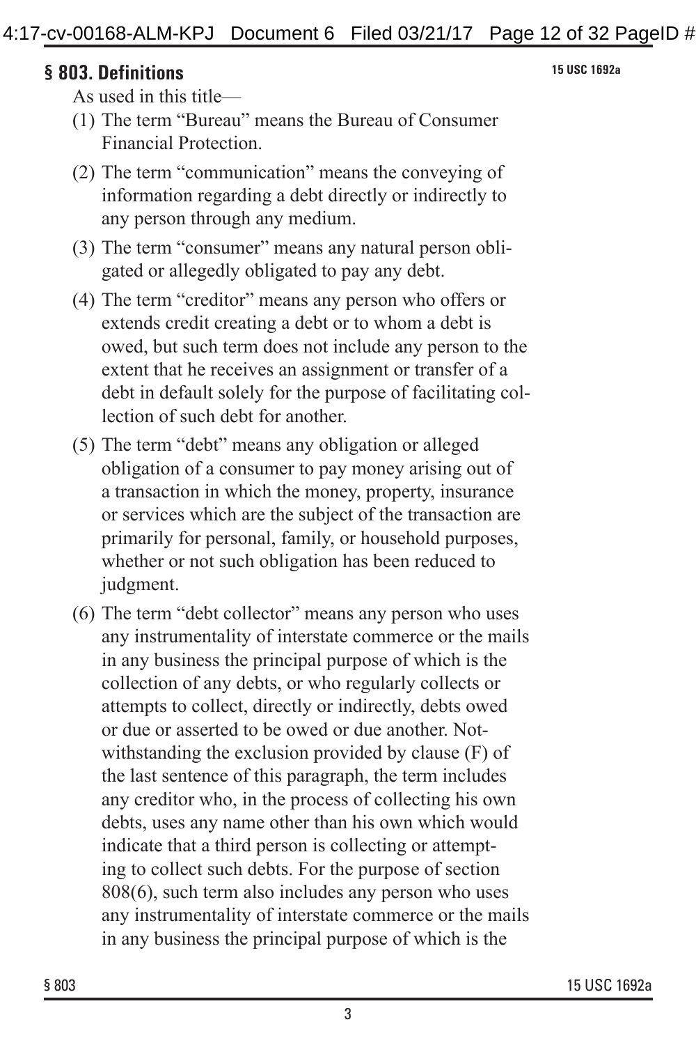## § 803. Definitions

15 USC 1692a

As used in this title—

(1) The term "Bureau" means the Bureau of Consumer Financial Protection.

(2) The term "communication" means the conveying of information regarding a debt directly or indirectly to any person through any medium.

(3) The term "consumer" means any natural person obligated or allegedly obligated to pay any debt.

(4) The term "creditor" means any person who offers or extends credit creating a debt or to whom a debt is owed, but such term does not include any person to the extent that he receives an assignment or transfer of a debt in default solely for the purpose of facilitating collection of such debt for another.

(5) The term "debt" means any obligation or alleged obligation of a consumer to pay money arising out of a transaction in which the money, property, insurance or services which are the subject of the transaction are primarily for personal, family, or household purposes, whether or not such obligation has been reduced to judgment.

(6) The term "debt collector" means any person who uses any instrumentality of interstate commerce or the mails in any business the principal purpose of which is the collection of any debts, or who regularly collects or attempts to collect, directly or indirectly, debts owed or due or asserted to be owed or due another. Notwithstanding the exclusion provided by clause (F) of the last sentence of this paragraph, the term includes any creditor who, in the process of collecting his own debts, uses any name other than his own which would indicate that a third person is collecting or attempting to collect such debts. For the purpose of section 808(6), such term also includes any person who uses any instrumentality of interstate commerce or the mails in any business the principal purpose of which is the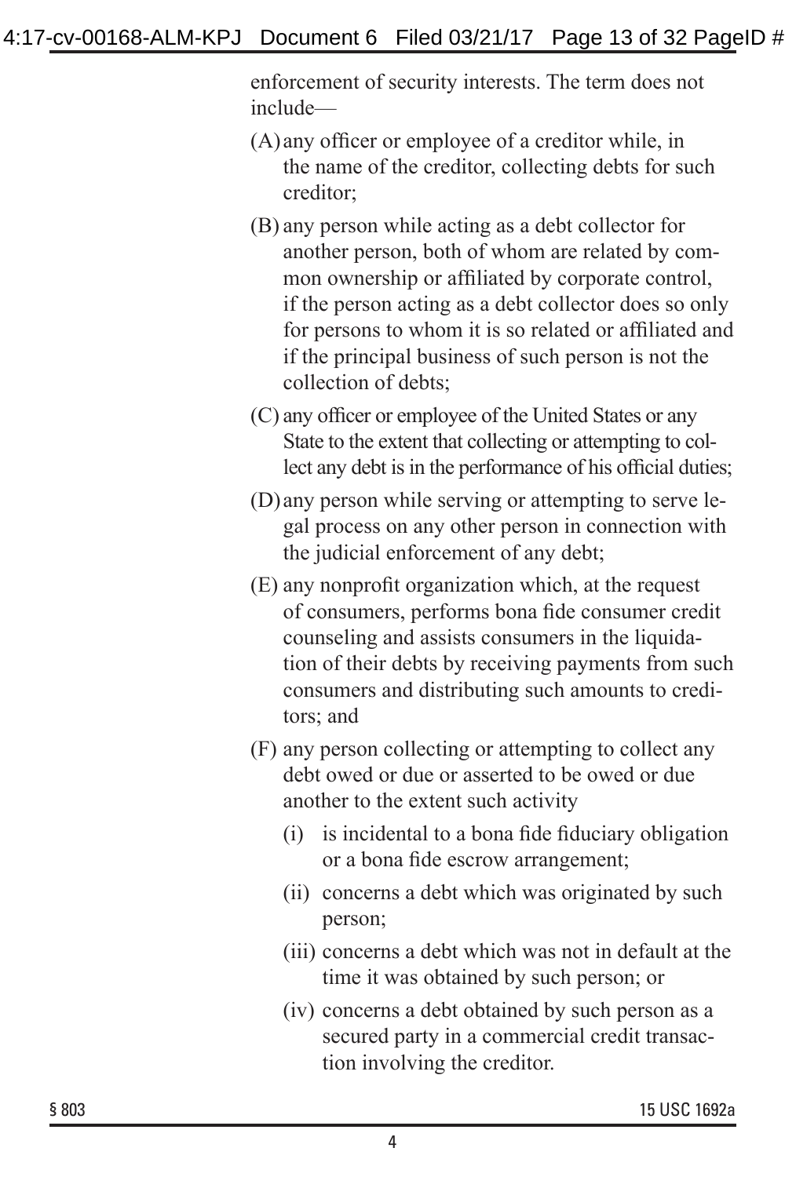enforcement of security interests. The term does not include—

(A) any officer or employee of a creditor while, in the name of the creditor, collecting debts for such creditor;

(B) any person while acting as a debt collector for another person, both of whom are related by common ownership or affiliated by corporate control, if the person acting as a debt collector does so only for persons to whom it is so related or affiliated and if the principal business of such person is not the collection of debts;

(C) any officer or employee of the United States or any State to the extent that collecting or attempting to collect any debt is in the performance of his official duties;

(D) any person while serving or attempting to serve legal process on any other person in connection with the judicial enforcement of any debt;

(E) any nonprofit organization which, at the request of consumers, performs bona fide consumer credit counseling and assists consumers in the liquidation of their debts by receiving payments from such consumers and distributing such amounts to creditors; and

(F) any person collecting or attempting to collect any debt owed or due or asserted to be owed or due another to the extent such activity

- (i) is incidental to a bona fide fiduciary obligation or a bona fide escrow arrangement;
- (ii) concerns a debt which was originated by such person;
- (iii) concerns a debt which was not in default at the time it was obtained by such person; or
- (iv) concerns a debt obtained by such person as a secured party in a commercial credit transaction involving the creditor.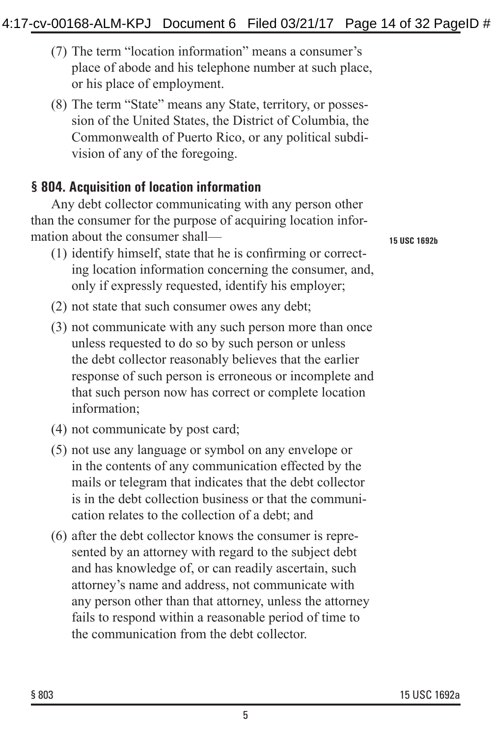(7) The term "location information" means a consumer's place of abode and his telephone number at such place, or his place of employment.

(8) The term "State" means any State, territory, or possession of the United States, the District of Columbia, the Commonwealth of Puerto Rico, or any political subdivision of any of the foregoing.

## § 804. Acquisition of location information

15 USC 1692b

Any debt collector communicating with any person other than the consumer for the purpose of acquiring location information about the consumer shall—

(1) identify himself, state that he is confirming or correcting location information concerning the consumer, and, only if expressly requested, identify his employer;

(2) not state that such consumer owes any debt;

(3) not communicate with any such person more than once unless requested to do so by such person or unless the debt collector reasonably believes that the earlier response of such person is erroneous or incomplete and that such person now has correct or complete location information;

(4) not communicate by post card;

(5) not use any language or symbol on any envelope or in the contents of any communication effected by the mails or telegram that indicates that the debt collector is in the debt collection business or that the communication relates to the collection of a debt; and

(6) after the debt collector knows the consumer is represented by an attorney with regard to the subject debt and has knowledge of, or can readily ascertain, such attorney's name and address, not communicate with any person other than that attorney, unless the attorney fails to respond within a reasonable period of time to the communication from the debt collector.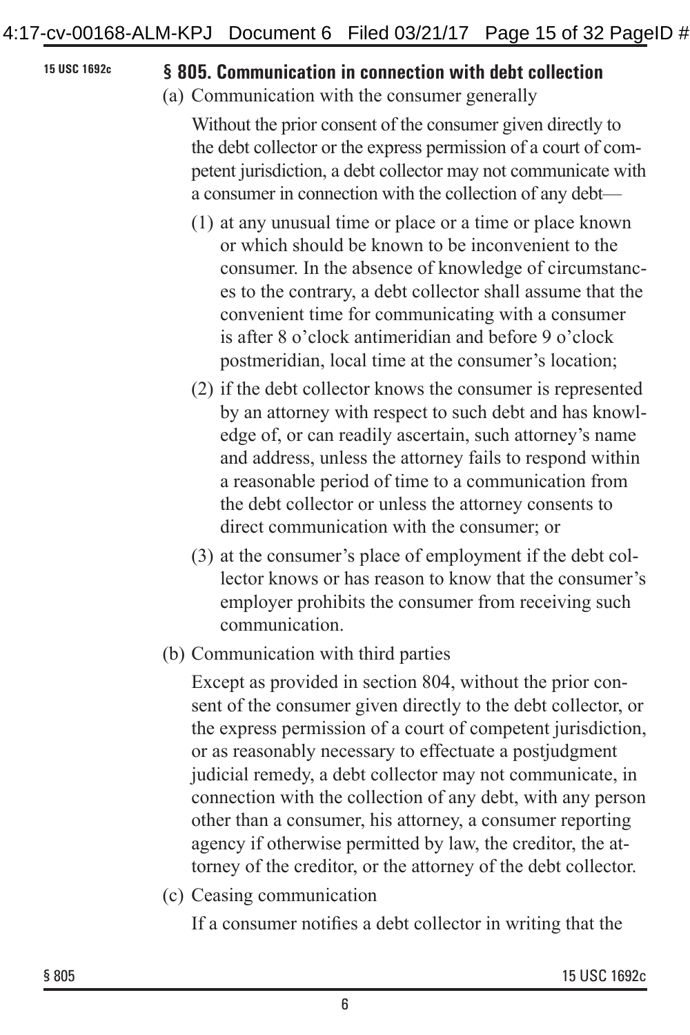15 USC 1692c

## § 805. Communication in connection with debt collection

(a) Communication with the consumer generally

Without the prior consent of the consumer given directly to the debt collector or the express permission of a court of competent jurisdiction, a debt collector may not communicate with a consumer in connection with the collection of any debt—

(1) at any unusual time or place or a time or place known or which should be known to be inconvenient to the consumer. In the absence of knowledge of circumstances to the contrary, a debt collector shall assume that the convenient time for communicating with a consumer is after 8 o'clock antimeridian and before 9 o'clock postmeridian, local time at the consumer's location;

(2) if the debt collector knows the consumer is represented by an attorney with respect to such debt and has knowledge of, or can readily ascertain, such attorney's name and address, unless the attorney fails to respond within a reasonable period of time to a communication from the debt collector or unless the attorney consents to direct communication with the consumer; or

(3) at the consumer's place of employment if the debt collector knows or has reason to know that the consumer's employer prohibits the consumer from receiving such communication.

(b) Communication with third parties

Except as provided in section 804, without the prior consent of the consumer given directly to the debt collector, or the express permission of a court of competent jurisdiction, or as reasonably necessary to effectuate a postjudgment judicial remedy, a debt collector may not communicate, in connection with the collection of any debt, with any person other than a consumer, his attorney, a consumer reporting agency if otherwise permitted by law, the creditor, the attorney of the creditor, or the attorney of the debt collector.

(c) Ceasing communication

If a consumer notifies a debt collector in writing that the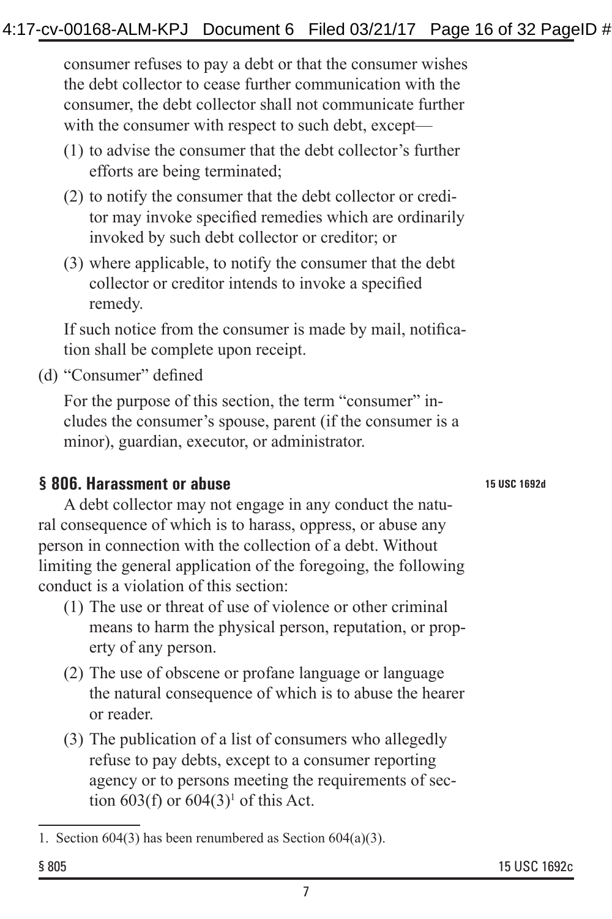consumer refuses to pay a debt or that the consumer wishes the debt collector to cease further communication with the consumer, the debt collector shall not communicate further with the consumer with respect to such debt, except—

(1) to advise the consumer that the debt collector's further efforts are being terminated;

(2) to notify the consumer that the debt collector or creditor may invoke specified remedies which are ordinarily invoked by such debt collector or creditor; or

(3) where applicable, to notify the consumer that the debt collector or creditor intends to invoke a specified remedy.

If such notice from the consumer is made by mail, notification shall be complete upon receipt.

(d) "Consumer" defined

For the purpose of this section, the term "consumer" includes the consumer's spouse, parent (if the consumer is a minor), guardian, executor, or administrator.

## § 806. Harassment or abuse

15 USC 1692d

A debt collector may not engage in any conduct the natural consequence of which is to harass, oppress, or abuse any person in connection with the collection of a debt. Without limiting the general application of the foregoing, the following conduct is a violation of this section:

(1) The use or threat of use of violence or other criminal means to harm the physical person, reputation, or property of any person.

(2) The use of obscene or profane language or language the natural consequence of which is to abuse the hearer or reader.

(3) The publication of a list of consumers who allegedly refuse to pay debts, except to a consumer reporting agency or to persons meeting the requirements of section 603(f) or 604(3)[1] of this Act.

1. Section 604(3) has been renumbered as Section 604(a)(3).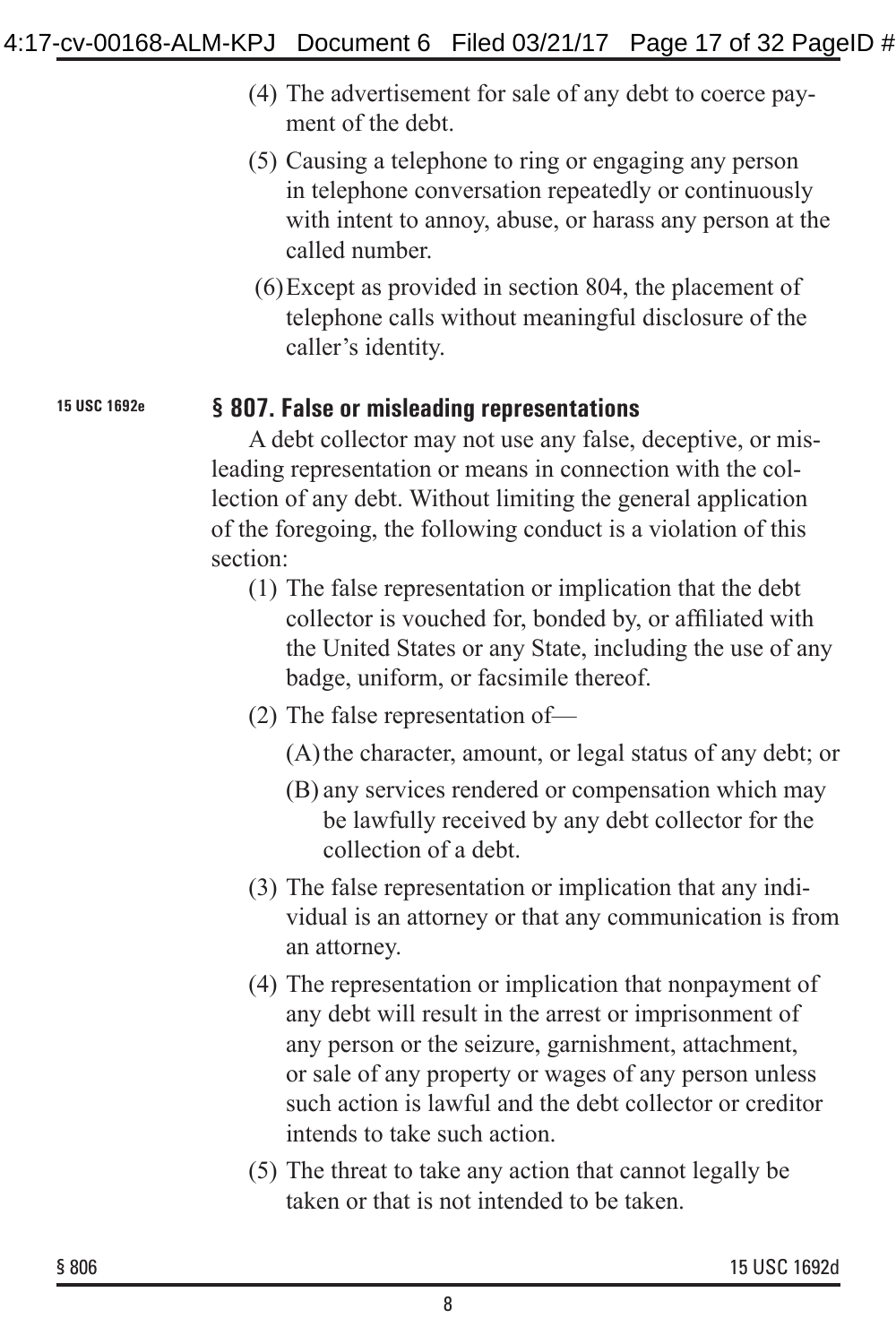(4) The advertisement for sale of any debt to coerce payment of the debt.

(5) Causing a telephone to ring or engaging any person in telephone conversation repeatedly or continuously with intent to annoy, abuse, or harass any person at the called number.

(6) Except as provided in section 804, the placement of telephone calls without meaningful disclosure of the caller's identity.

15 USC 1692e

### § 807. False or misleading representations

A debt collector may not use any false, deceptive, or misleading representation or means in connection with the collection of any debt. Without limiting the general application of the foregoing, the following conduct is a violation of this section:

(1) The false representation or implication that the debt collector is vouched for, bonded by, or affiliated with the United States or any State, including the use of any badge, uniform, or facsimile thereof.

(2) The false representation of—

  (A) the character, amount, or legal status of any debt; or

  (B) any services rendered or compensation which may be lawfully received by any debt collector for the collection of a debt.

(3) The false representation or implication that any individual is an attorney or that any communication is from an attorney.

(4) The representation or implication that nonpayment of any debt will result in the arrest or imprisonment of any person or the seizure, garnishment, attachment, or sale of any property or wages of any person unless such action is lawful and the debt collector or creditor intends to take such action.

(5) The threat to take any action that cannot legally be taken or that is not intended to be taken.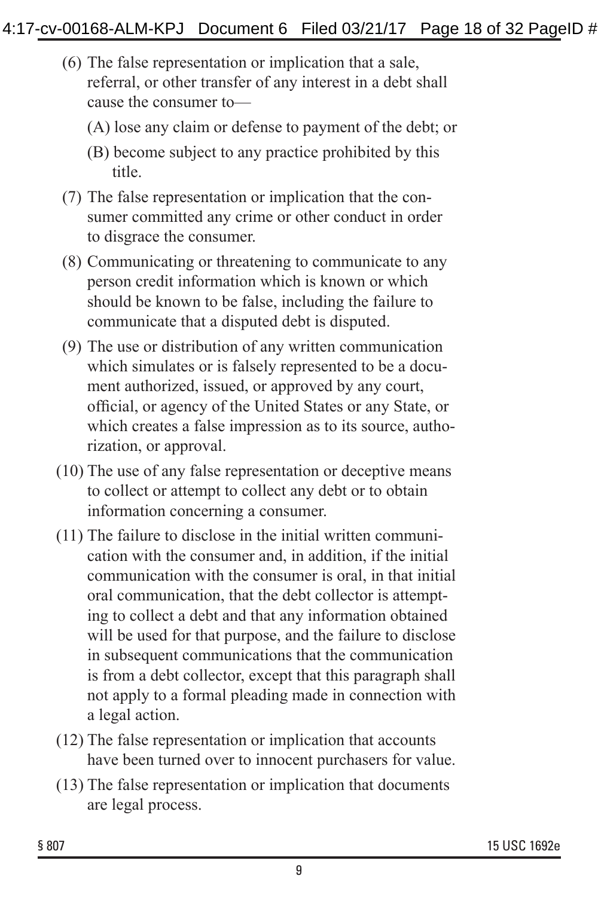(6) The false representation or implication that a sale, referral, or other transfer of any interest in a debt shall cause the consumer to—

(A) lose any claim or defense to payment of the debt; or

(B) become subject to any practice prohibited by this title.

(7) The false representation or implication that the consumer committed any crime or other conduct in order to disgrace the consumer.

(8) Communicating or threatening to communicate to any person credit information which is known or which should be known to be false, including the failure to communicate that a disputed debt is disputed.

(9) The use or distribution of any written communication which simulates or is falsely represented to be a document authorized, issued, or approved by any court, official, or agency of the United States or any State, or which creates a false impression as to its source, authorization, or approval.

(10) The use of any false representation or deceptive means to collect or attempt to collect any debt or to obtain information concerning a consumer.

(11) The failure to disclose in the initial written communication with the consumer and, in addition, if the initial communication with the consumer is oral, in that initial oral communication, that the debt collector is attempting to collect a debt and that any information obtained will be used for that purpose, and the failure to disclose in subsequent communications that the communication is from a debt collector, except that this paragraph shall not apply to a formal pleading made in connection with a legal action.

(12) The false representation or implication that accounts have been turned over to innocent purchasers for value.

(13) The false representation or implication that documents are legal process.

§ 807 15 USC 1692e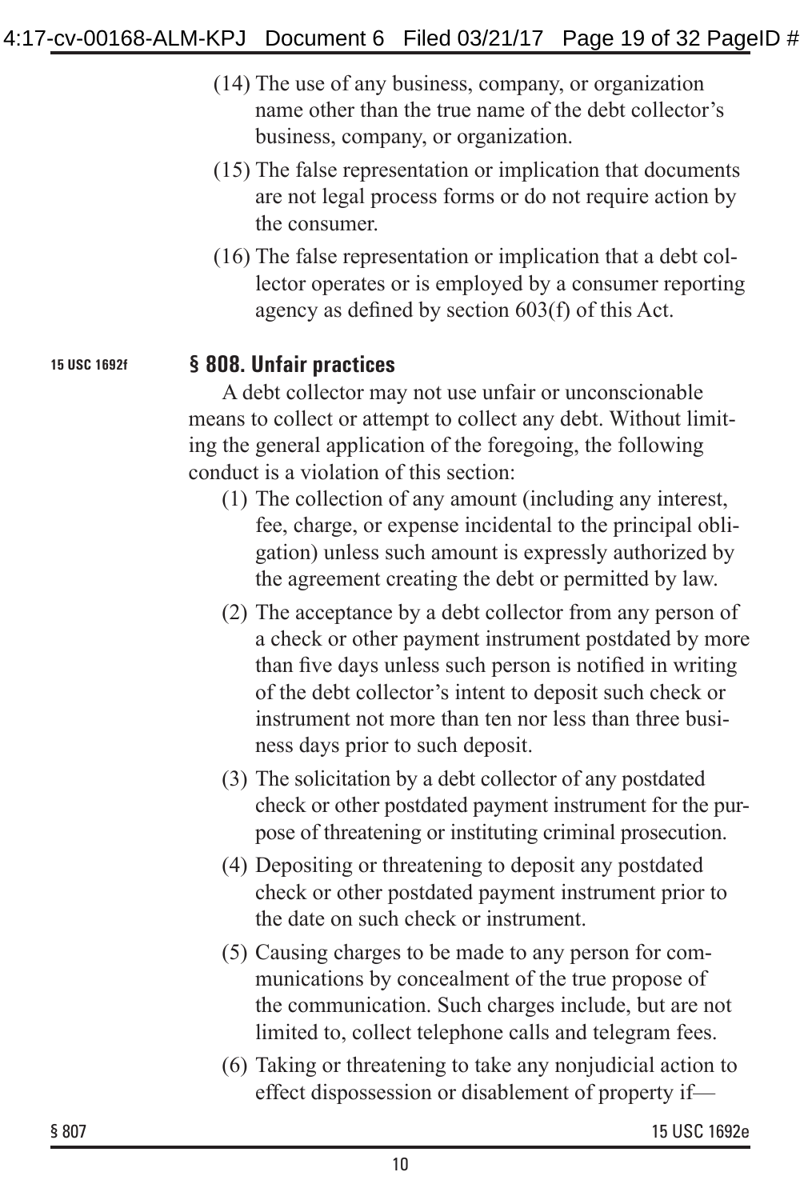(14) The use of any business, company, or organization name other than the true name of the debt collector's business, company, or organization.

(15) The false representation or implication that documents are not legal process forms or do not require action by the consumer.

(16) The false representation or implication that a debt collector operates or is employed by a consumer reporting agency as defined by section 603(f) of this Act.

15 USC 1692f

## § 808. Unfair practices

A debt collector may not use unfair or unconscionable means to collect or attempt to collect any debt. Without limiting the general application of the foregoing, the following conduct is a violation of this section:

(1) The collection of any amount (including any interest, fee, charge, or expense incidental to the principal obligation) unless such amount is expressly authorized by the agreement creating the debt or permitted by law.

(2) The acceptance by a debt collector from any person of a check or other payment instrument postdated by more than five days unless such person is notified in writing of the debt collector's intent to deposit such check or instrument not more than ten nor less than three business days prior to such deposit.

(3) The solicitation by a debt collector of any postdated check or other postdated payment instrument for the purpose of threatening or instituting criminal prosecution.

(4) Depositing or threatening to deposit any postdated check or other postdated payment instrument prior to the date on such check or instrument.

(5) Causing charges to be made to any person for communications by concealment of the true propose of the communication. Such charges include, but are not limited to, collect telephone calls and telegram fees.

(6) Taking or threatening to take any nonjudicial action to effect dispossession or disablement of property if—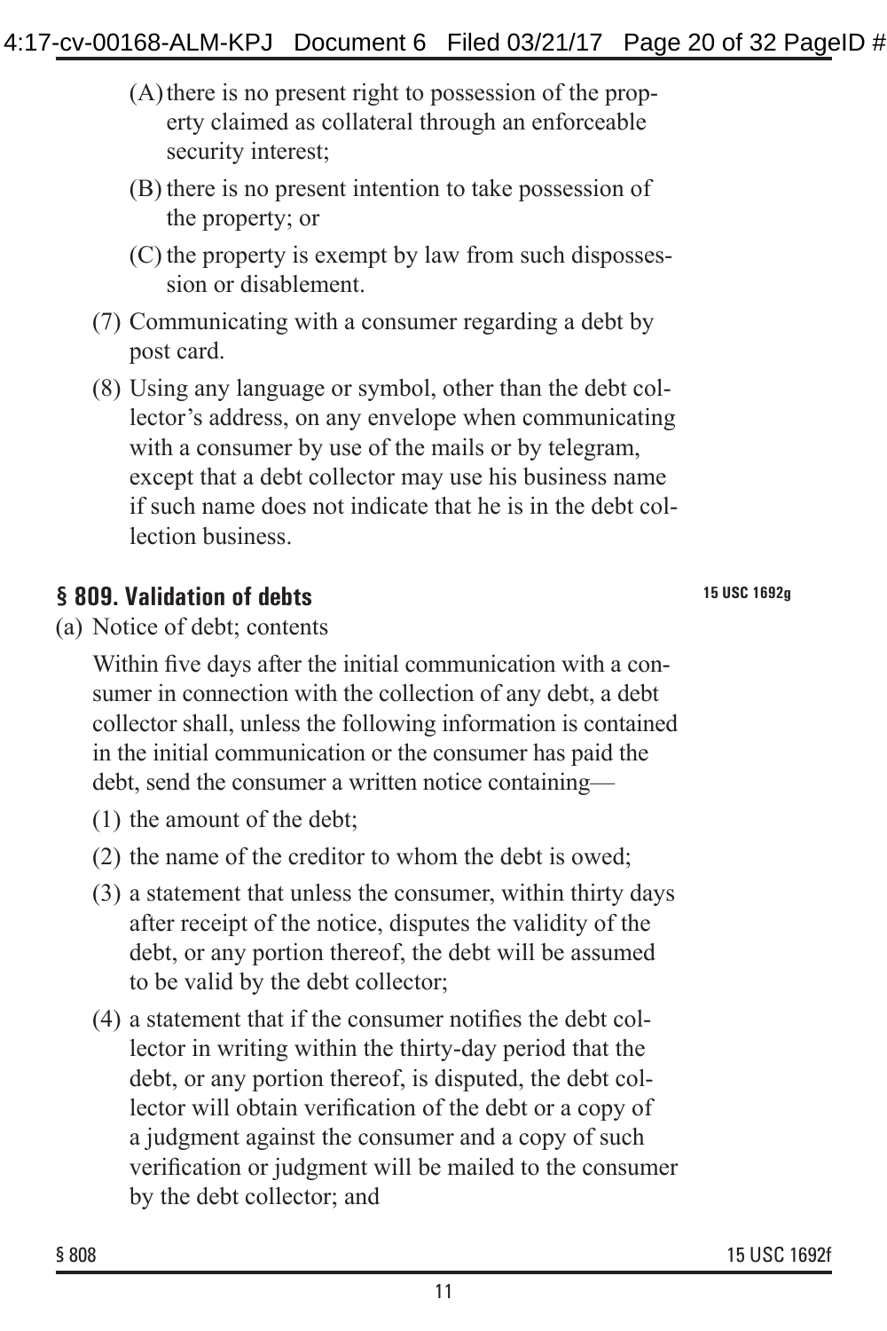(A) there is no present right to possession of the property claimed as collateral through an enforceable security interest;

(B) there is no present intention to take possession of the property; or

(C) the property is exempt by law from such dispossession or disablement.

(7) Communicating with a consumer regarding a debt by post card.

(8) Using any language or symbol, other than the debt collector's address, on any envelope when communicating with a consumer by use of the mails or by telegram, except that a debt collector may use his business name if such name does not indicate that he is in the debt collection business.

## § 809. Validation of debts

**15 USC 1692g**

(a) Notice of debt; contents

Within five days after the initial communication with a consumer in connection with the collection of any debt, a debt collector shall, unless the following information is contained in the initial communication or the consumer has paid the debt, send the consumer a written notice containing—

(1) the amount of the debt;

(2) the name of the creditor to whom the debt is owed;

(3) a statement that unless the consumer, within thirty days after receipt of the notice, disputes the validity of the debt, or any portion thereof, the debt will be assumed to be valid by the debt collector;

(4) a statement that if the consumer notifies the debt collector in writing within the thirty-day period that the debt, or any portion thereof, is disputed, the debt collector will obtain verification of the debt or a copy of a judgment against the consumer and a copy of such verification or judgment will be mailed to the consumer by the debt collector; and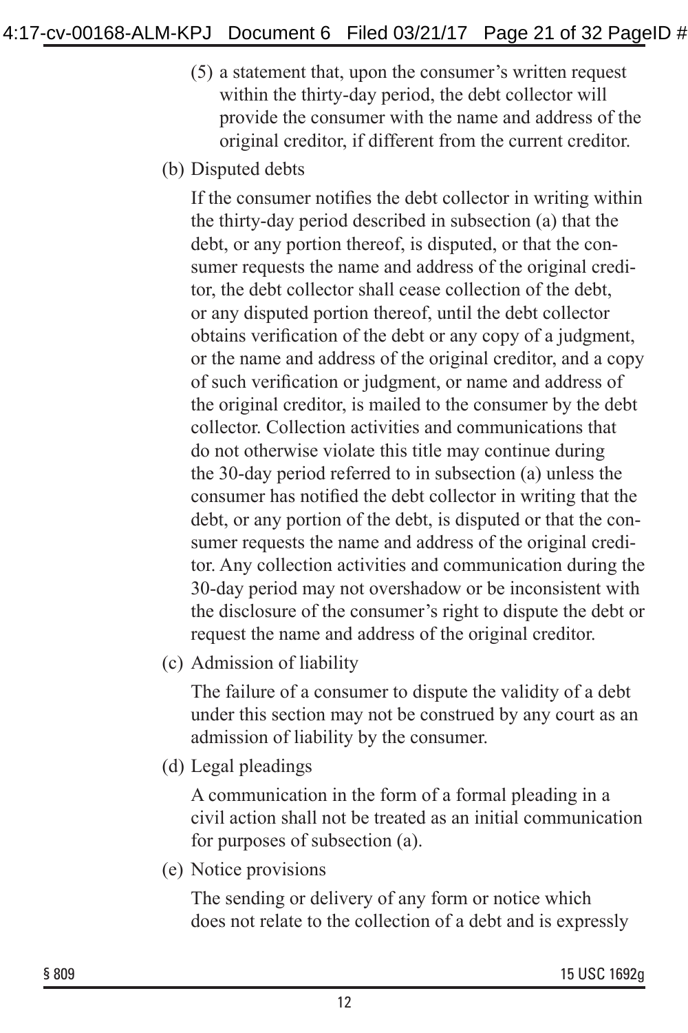(5) a statement that, upon the consumer's written request within the thirty-day period, the debt collector will provide the consumer with the name and address of the original creditor, if different from the current creditor.

(b) Disputed debts

If the consumer notifies the debt collector in writing within the thirty-day period described in subsection (a) that the debt, or any portion thereof, is disputed, or that the consumer requests the name and address of the original creditor, the debt collector shall cease collection of the debt, or any disputed portion thereof, until the debt collector obtains verification of the debt or any copy of a judgment, or the name and address of the original creditor, and a copy of such verification or judgment, or name and address of the original creditor, is mailed to the consumer by the debt collector. Collection activities and communications that do not otherwise violate this title may continue during the 30-day period referred to in subsection (a) unless the consumer has notified the debt collector in writing that the debt, or any portion of the debt, is disputed or that the consumer requests the name and address of the original creditor. Any collection activities and communication during the 30-day period may not overshadow or be inconsistent with the disclosure of the consumer's right to dispute the debt or request the name and address of the original creditor.

(c) Admission of liability

The failure of a consumer to dispute the validity of a debt under this section may not be construed by any court as an admission of liability by the consumer.

(d) Legal pleadings

A communication in the form of a formal pleading in a civil action shall not be treated as an initial communication for purposes of subsection (a).

(e) Notice provisions

The sending or delivery of any form or notice which does not relate to the collection of a debt and is expressly

§ 809 15 USC 1692g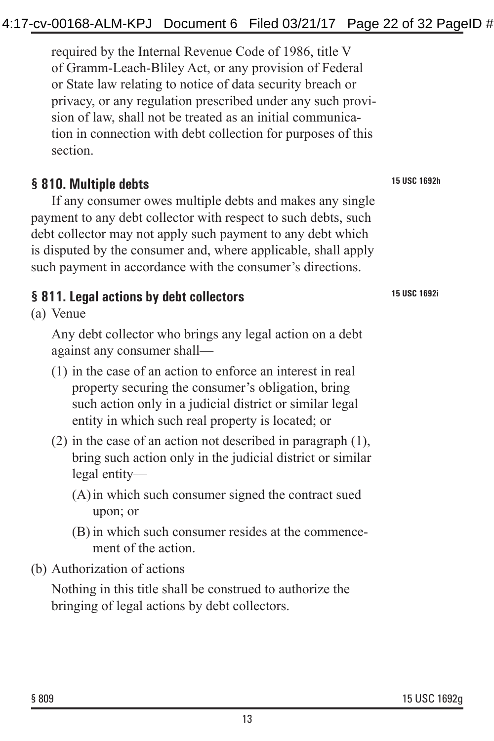required by the Internal Revenue Code of 1986, title V of Gramm-Leach-Bliley Act, or any provision of Federal or State law relating to notice of data security breach or privacy, or any regulation prescribed under any such provision of law, shall not be treated as an initial communication in connection with debt collection for purposes of this section.

## § 810. Multiple debts

15 USC 1692h

If any consumer owes multiple debts and makes any single payment to any debt collector with respect to such debts, such debt collector may not apply such payment to any debt which is disputed by the consumer and, where applicable, shall apply such payment in accordance with the consumer's directions.

## § 811. Legal actions by debt collectors

15 USC 1692i

(a) Venue

Any debt collector who brings any legal action on a debt against any consumer shall—

(1) in the case of an action to enforce an interest in real property securing the consumer's obligation, bring such action only in a judicial district or similar legal entity in which such real property is located; or

(2) in the case of an action not described in paragraph (1), bring such action only in the judicial district or similar legal entity—

(A) in which such consumer signed the contract sued upon; or

(B) in which such consumer resides at the commencement of the action.

(b) Authorization of actions

Nothing in this title shall be construed to authorize the bringing of legal actions by debt collectors.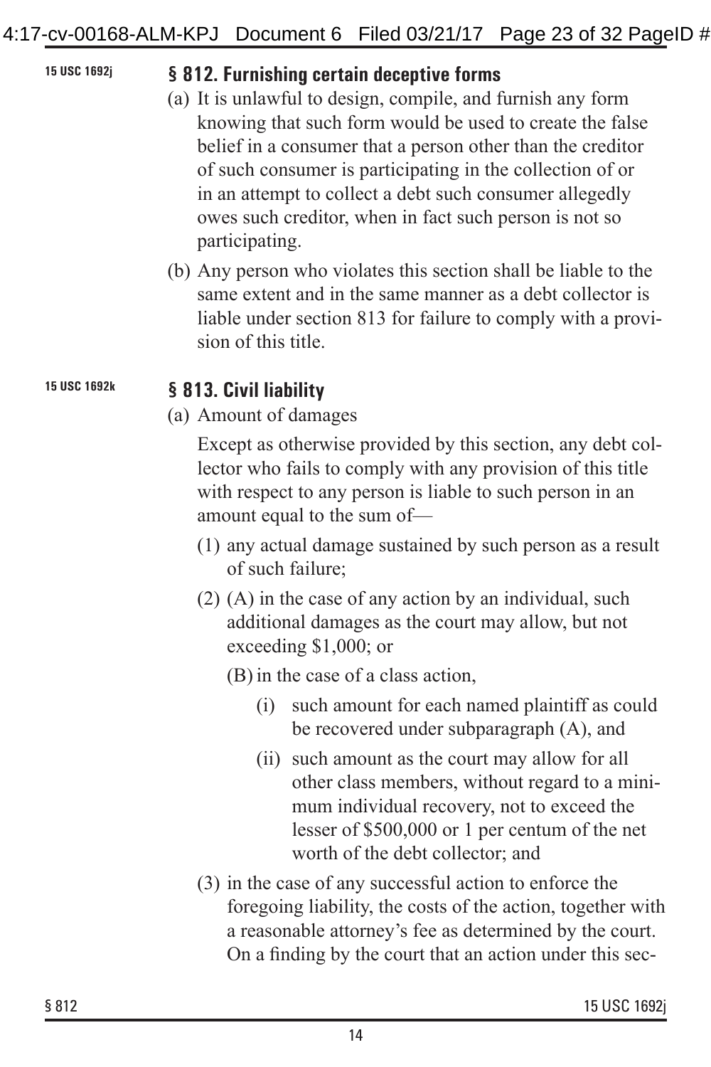15 USC 1692j

## § 812. Furnishing certain deceptive forms

(a) It is unlawful to design, compile, and furnish any form knowing that such form would be used to create the false belief in a consumer that a person other than the creditor of such consumer is participating in the collection of or in an attempt to collect a debt such consumer allegedly owes such creditor, when in fact such person is not so participating.

(b) Any person who violates this section shall be liable to the same extent and in the same manner as a debt collector is liable under section 813 for failure to comply with a provision of this title.

15 USC 1692k

## § 813. Civil liability

(a) Amount of damages

Except as otherwise provided by this section, any debt collector who fails to comply with any provision of this title with respect to any person is liable to such person in an amount equal to the sum of—

(1) any actual damage sustained by such person as a result of such failure;

(2) (A) in the case of any action by an individual, such additional damages as the court may allow, but not exceeding $1,000; or

(B) in the case of a class action,

(i) such amount for each named plaintiff as could be recovered under subparagraph (A), and

(ii) such amount as the court may allow for all other class members, without regard to a minimum individual recovery, not to exceed the lesser of $500,000 or 1 per centum of the net worth of the debt collector; and

(3) in the case of any successful action to enforce the foregoing liability, the costs of the action, together with a reasonable attorney's fee as determined by the court. On a finding by the court that an action under this sec-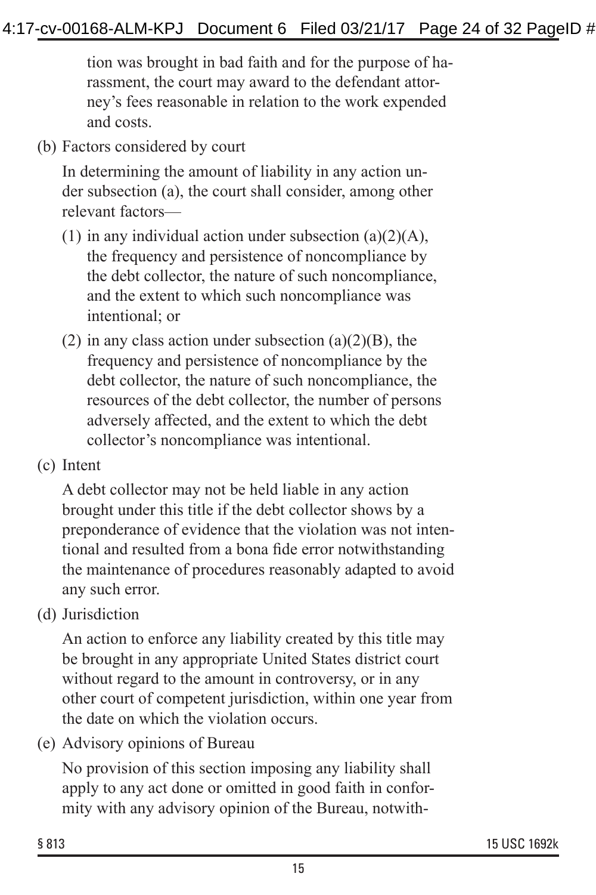tion was brought in bad faith and for the purpose of harassment, the court may award to the defendant attorney's fees reasonable in relation to the work expended and costs.

(b) Factors considered by court

In determining the amount of liability in any action under subsection (a), the court shall consider, among other relevant factors—

(1) in any individual action under subsection (a)(2)(A), the frequency and persistence of noncompliance by the debt collector, the nature of such noncompliance, and the extent to which such noncompliance was intentional; or

(2) in any class action under subsection (a)(2)(B), the frequency and persistence of noncompliance by the debt collector, the nature of such noncompliance, the resources of the debt collector, the number of persons adversely affected, and the extent to which the debt collector's noncompliance was intentional.

(c) Intent

A debt collector may not be held liable in any action brought under this title if the debt collector shows by a preponderance of evidence that the violation was not intentional and resulted from a bona fide error notwithstanding the maintenance of procedures reasonably adapted to avoid any such error.

(d) Jurisdiction

An action to enforce any liability created by this title may be brought in any appropriate United States district court without regard to the amount in controversy, or in any other court of competent jurisdiction, within one year from the date on which the violation occurs.

(e) Advisory opinions of Bureau

No provision of this section imposing any liability shall apply to any act done or omitted in good faith in conformity with any advisory opinion of the Bureau, notwith-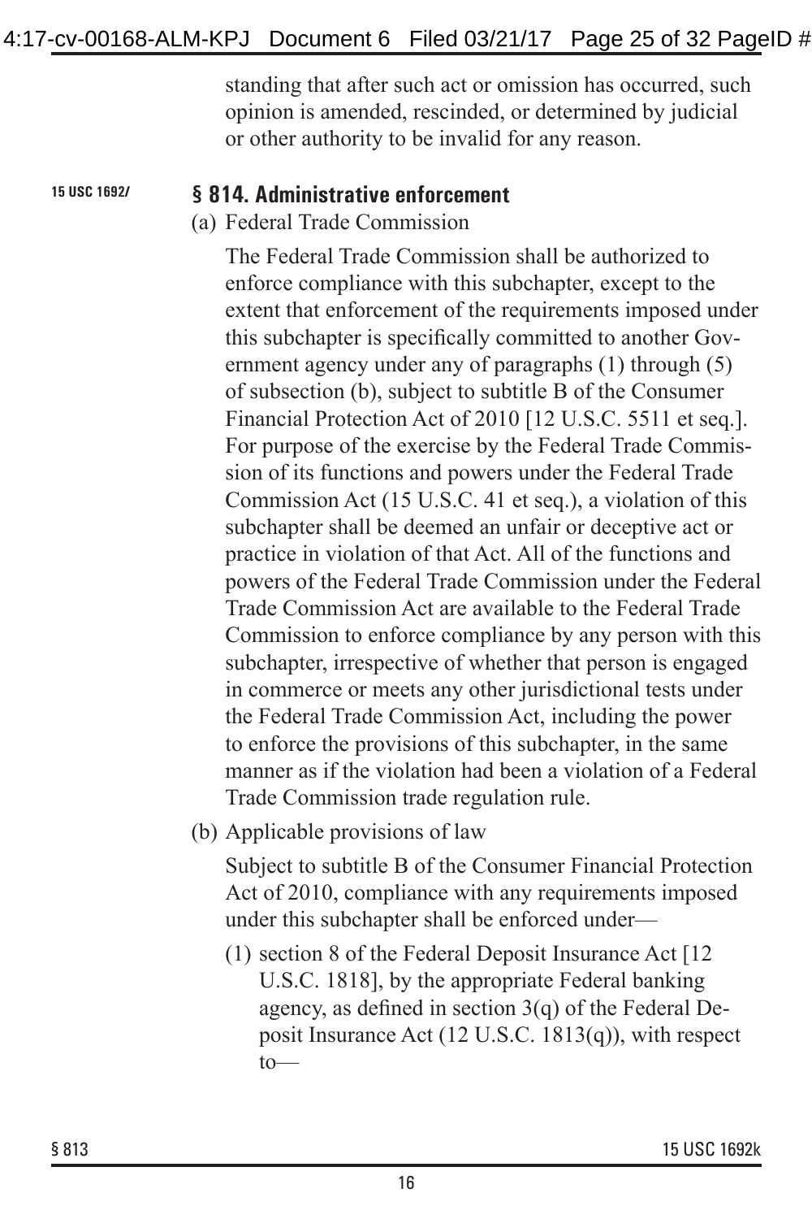standing that after such act or omission has occurred, such opinion is amended, rescinded, or determined by judicial or other authority to be invalid for any reason.

15 USC 1692l

## § 814. Administrative enforcement

(a) Federal Trade Commission

The Federal Trade Commission shall be authorized to enforce compliance with this subchapter, except to the extent that enforcement of the requirements imposed under this subchapter is specifically committed to another Government agency under any of paragraphs (1) through (5) of subsection (b), subject to subtitle B of the Consumer Financial Protection Act of 2010 [12 U.S.C. 5511 et seq.]. For purpose of the exercise by the Federal Trade Commission of its functions and powers under the Federal Trade Commission Act (15 U.S.C. 41 et seq.), a violation of this subchapter shall be deemed an unfair or deceptive act or practice in violation of that Act. All of the functions and powers of the Federal Trade Commission under the Federal Trade Commission Act are available to the Federal Trade Commission to enforce compliance by any person with this subchapter, irrespective of whether that person is engaged in commerce or meets any other jurisdictional tests under the Federal Trade Commission Act, including the power to enforce the provisions of this subchapter, in the same manner as if the violation had been a violation of a Federal Trade Commission trade regulation rule.

(b) Applicable provisions of law

Subject to subtitle B of the Consumer Financial Protection Act of 2010, compliance with any requirements imposed under this subchapter shall be enforced under—

(1) section 8 of the Federal Deposit Insurance Act [12 U.S.C. 1818], by the appropriate Federal banking agency, as defined in section 3(q) of the Federal Deposit Insurance Act (12 U.S.C. 1813(q)), with respect to—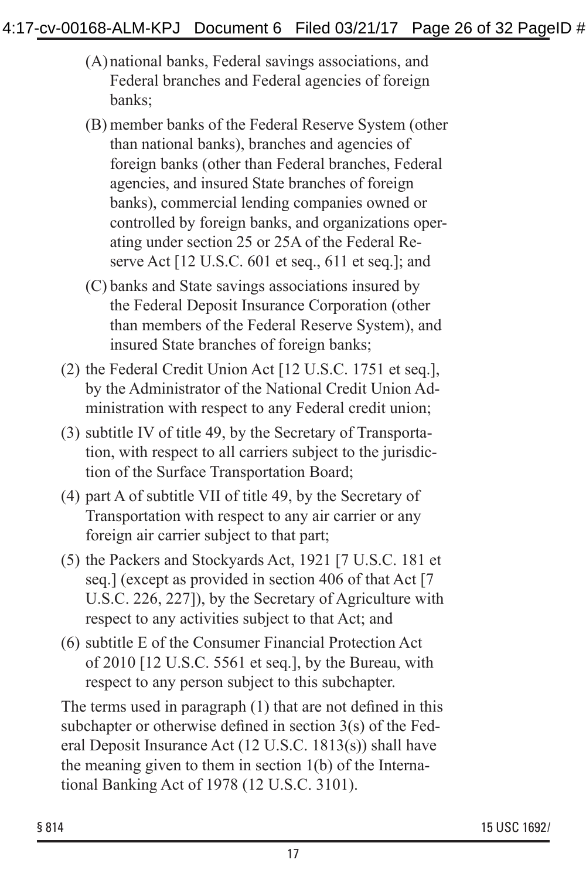(A) national banks, Federal savings associations, and Federal branches and Federal agencies of foreign banks;

(B) member banks of the Federal Reserve System (other than national banks), branches and agencies of foreign banks (other than Federal branches, Federal agencies, and insured State branches of foreign banks), commercial lending companies owned or controlled by foreign banks, and organizations operating under section 25 or 25A of the Federal Reserve Act [12 U.S.C. 601 et seq., 611 et seq.]; and

(C) banks and State savings associations insured by the Federal Deposit Insurance Corporation (other than members of the Federal Reserve System), and insured State branches of foreign banks;

(2) the Federal Credit Union Act [12 U.S.C. 1751 et seq.], by the Administrator of the National Credit Union Administration with respect to any Federal credit union;

(3) subtitle IV of title 49, by the Secretary of Transportation, with respect to all carriers subject to the jurisdiction of the Surface Transportation Board;

(4) part A of subtitle VII of title 49, by the Secretary of Transportation with respect to any air carrier or any foreign air carrier subject to that part;

(5) the Packers and Stockyards Act, 1921 [7 U.S.C. 181 et seq.] (except as provided in section 406 of that Act [7 U.S.C. 226, 227]), by the Secretary of Agriculture with respect to any activities subject to that Act; and

(6) subtitle E of the Consumer Financial Protection Act of 2010 [12 U.S.C. 5561 et seq.], by the Bureau, with respect to any person subject to this subchapter.

The terms used in paragraph (1) that are not defined in this subchapter or otherwise defined in section 3(s) of the Federal Deposit Insurance Act (12 U.S.C. 1813(s)) shall have the meaning given to them in section 1(b) of the International Banking Act of 1978 (12 U.S.C. 3101).

§ 814 15 USC 1692l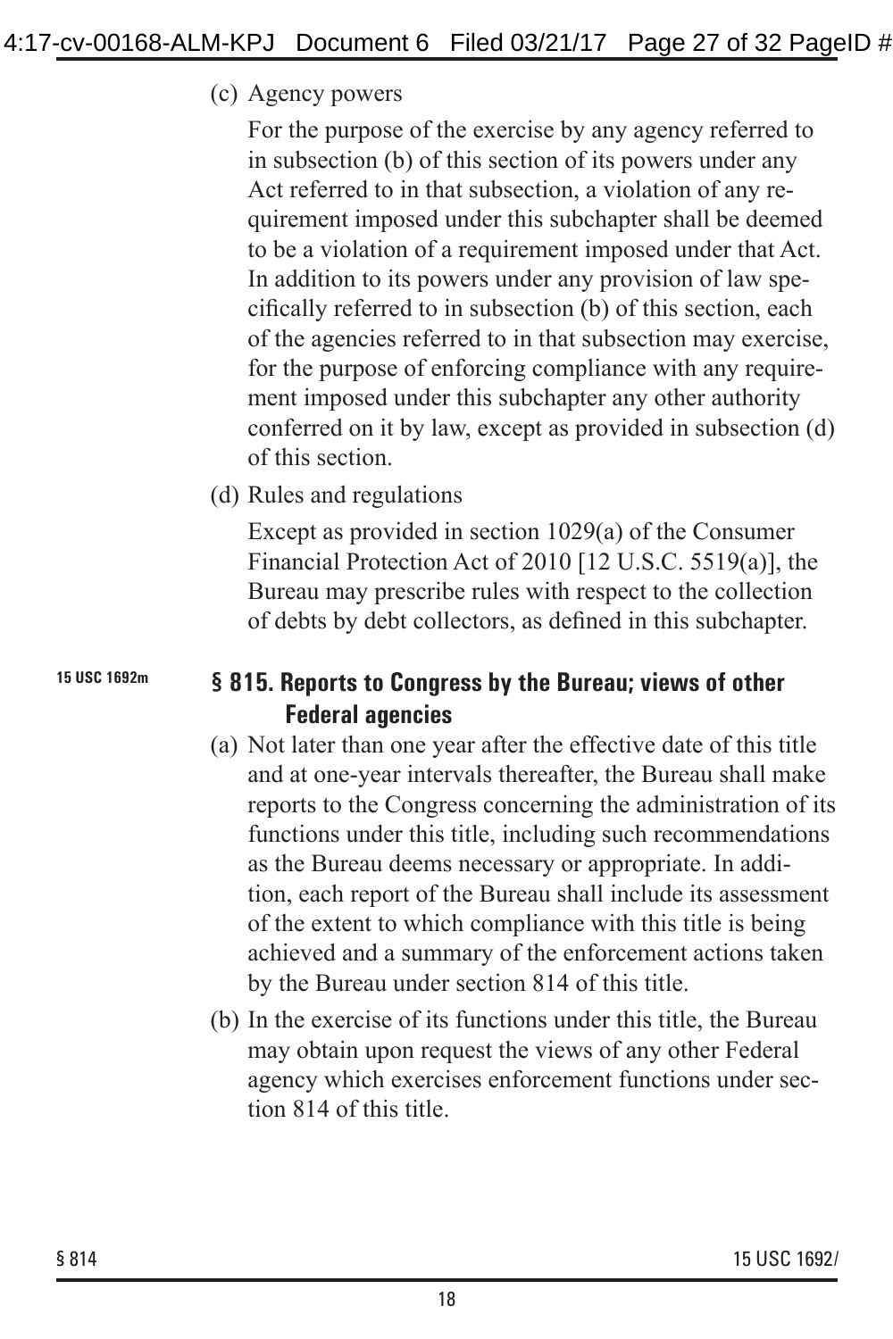(c) Agency powers

For the purpose of the exercise by any agency referred to in subsection (b) of this section of its powers under any Act referred to in that subsection, a violation of any requirement imposed under this subchapter shall be deemed to be a violation of a requirement imposed under that Act. In addition to its powers under any provision of law specifically referred to in subsection (b) of this section, each of the agencies referred to in that subsection may exercise, for the purpose of enforcing compliance with any requirement imposed under this subchapter any other authority conferred on it by law, except as provided in subsection (d) of this section.

(d) Rules and regulations

Except as provided in section 1029(a) of the Consumer Financial Protection Act of 2010 [12 U.S.C. 5519(a)], the Bureau may prescribe rules with respect to the collection of debts by debt collectors, as defined in this subchapter.

15 USC 1692m

## § 815. Reports to Congress by the Bureau; views of other Federal agencies

(a) Not later than one year after the effective date of this title and at one-year intervals thereafter, the Bureau shall make reports to the Congress concerning the administration of its functions under this title, including such recommendations as the Bureau deems necessary or appropriate. In addition, each report of the Bureau shall include its assessment of the extent to which compliance with this title is being achieved and a summary of the enforcement actions taken by the Bureau under section 814 of this title.

(b) In the exercise of its functions under this title, the Bureau may obtain upon request the views of any other Federal agency which exercises enforcement functions under section 814 of this title.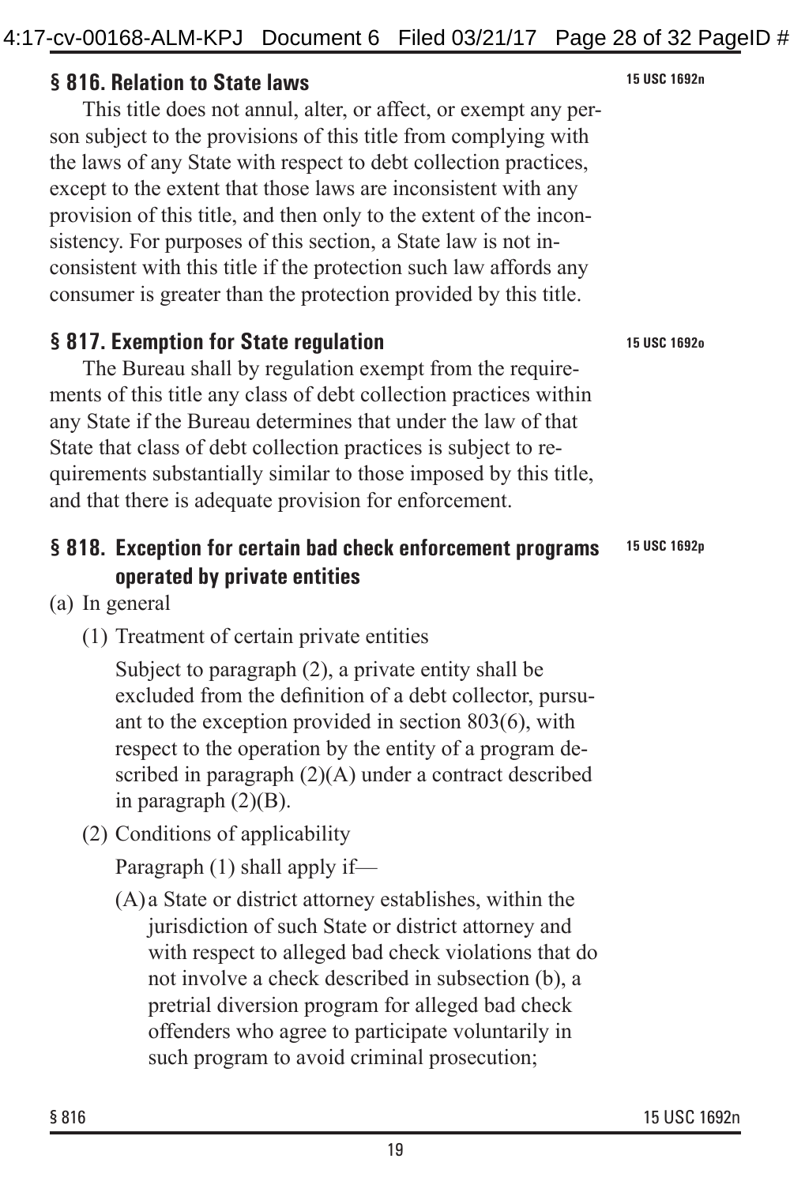## § 816. Relation to State laws

15 USC 1692n

This title does not annul, alter, or affect, or exempt any person subject to the provisions of this title from complying with the laws of any State with respect to debt collection practices, except to the extent that those laws are inconsistent with any provision of this title, and then only to the extent of the inconsistency. For purposes of this section, a State law is not inconsistent with this title if the protection such law affords any consumer is greater than the protection provided by this title.

## § 817. Exemption for State regulation

15 USC 1692o

The Bureau shall by regulation exempt from the requirements of this title any class of debt collection practices within any State if the Bureau determines that under the law of that State that class of debt collection practices is subject to requirements substantially similar to those imposed by this title, and that there is adequate provision for enforcement.

## § 818. Exception for certain bad check enforcement programs operated by private entities

15 USC 1692p

(a) In general

(1) Treatment of certain private entities

Subject to paragraph (2), a private entity shall be excluded from the definition of a debt collector, pursuant to the exception provided in section 803(6), with respect to the operation by the entity of a program described in paragraph (2)(A) under a contract described in paragraph (2)(B).

(2) Conditions of applicability

Paragraph (1) shall apply if—

(A) a State or district attorney establishes, within the jurisdiction of such State or district attorney and with respect to alleged bad check violations that do not involve a check described in subsection (b), a pretrial diversion program for alleged bad check offenders who agree to participate voluntarily in such program to avoid criminal prosecution;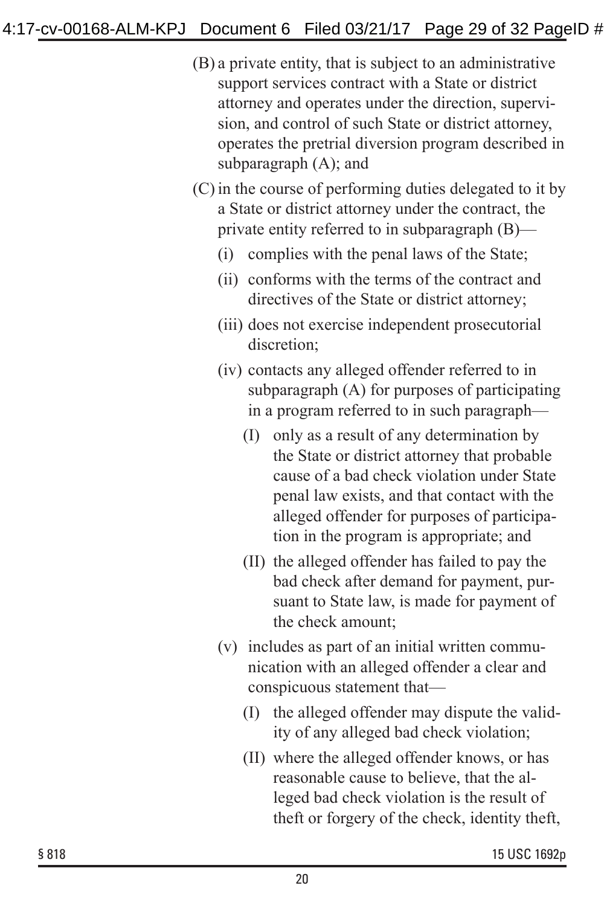(B) a private entity, that is subject to an administrative support services contract with a State or district attorney and operates under the direction, supervision, and control of such State or district attorney, operates the pretrial diversion program described in subparagraph (A); and

(C) in the course of performing duties delegated to it by a State or district attorney under the contract, the private entity referred to in subparagraph (B)—

  (i) complies with the penal laws of the State;

  (ii) conforms with the terms of the contract and directives of the State or district attorney;

  (iii) does not exercise independent prosecutorial discretion;

  (iv) contacts any alleged offender referred to in subparagraph (A) for purposes of participating in a program referred to in such paragraph—

    (I) only as a result of any determination by the State or district attorney that probable cause of a bad check violation under State penal law exists, and that contact with the alleged offender for purposes of participation in the program is appropriate; and

    (II) the alleged offender has failed to pay the bad check after demand for payment, pursuant to State law, is made for payment of the check amount;

  (v) includes as part of an initial written communication with an alleged offender a clear and conspicuous statement that—

    (I) the alleged offender may dispute the validity of any alleged bad check violation;

    (II) where the alleged offender knows, or has reasonable cause to believe, that the alleged bad check violation is the result of theft or forgery of the check, identity theft,

§ 818 15 USC 1692p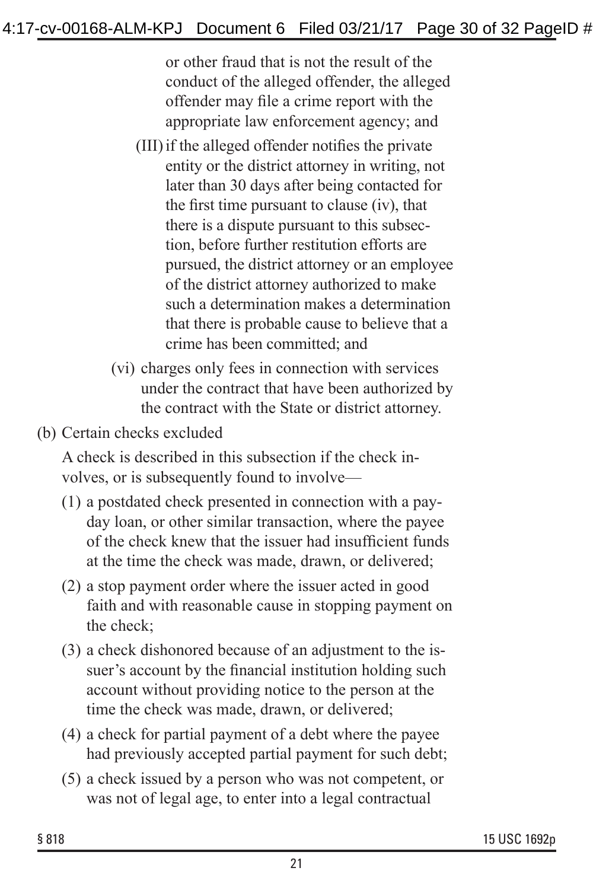or other fraud that is not the result of the conduct of the alleged offender, the alleged offender may file a crime report with the appropriate law enforcement agency; and

(III) if the alleged offender notifies the private entity or the district attorney in writing, not later than 30 days after being contacted for the first time pursuant to clause (iv), that there is a dispute pursuant to this subsection, before further restitution efforts are pursued, the district attorney or an employee of the district attorney authorized to make such a determination makes a determination that there is probable cause to believe that a crime has been committed; and

(vi) charges only fees in connection with services under the contract that have been authorized by the contract with the State or district attorney.

(b) Certain checks excluded

A check is described in this subsection if the check involves, or is subsequently found to involve—

(1) a postdated check presented in connection with a payday loan, or other similar transaction, where the payee of the check knew that the issuer had insufficient funds at the time the check was made, drawn, or delivered;

(2) a stop payment order where the issuer acted in good faith and with reasonable cause in stopping payment on the check;

(3) a check dishonored because of an adjustment to the issuer's account by the financial institution holding such account without providing notice to the person at the time the check was made, drawn, or delivered;

(4) a check for partial payment of a debt where the payee had previously accepted partial payment for such debt;

(5) a check issued by a person who was not competent, or was not of legal age, to enter into a legal contractual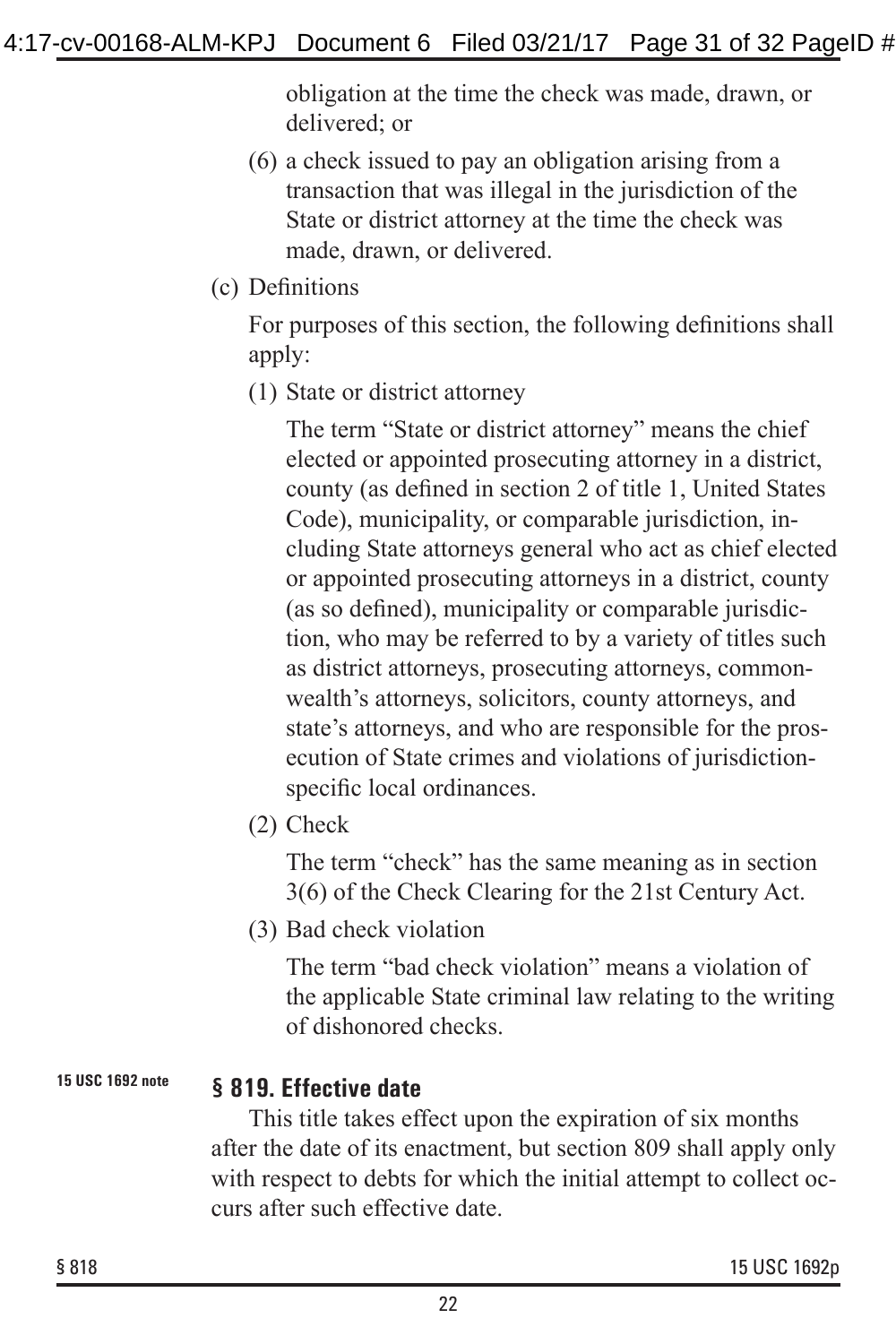obligation at the time the check was made, drawn, or delivered; or

(6) a check issued to pay an obligation arising from a transaction that was illegal in the jurisdiction of the State or district attorney at the time the check was made, drawn, or delivered.

(c) Definitions

For purposes of this section, the following definitions shall apply:

(1) State or district attorney

The term "State or district attorney" means the chief elected or appointed prosecuting attorney in a district, county (as defined in section 2 of title 1, United States Code), municipality, or comparable jurisdiction, including State attorneys general who act as chief elected or appointed prosecuting attorneys in a district, county (as so defined), municipality or comparable jurisdiction, who may be referred to by a variety of titles such as district attorneys, prosecuting attorneys, commonwealth's attorneys, solicitors, county attorneys, and state's attorneys, and who are responsible for the prosecution of State crimes and violations of jurisdiction-specific local ordinances.

(2) Check

The term "check" has the same meaning as in section 3(6) of the Check Clearing for the 21st Century Act.

(3) Bad check violation

The term "bad check violation" means a violation of the applicable State criminal law relating to the writing of dishonored checks.

15 USC 1692 note

### § 819. Effective date

This title takes effect upon the expiration of six months after the date of its enactment, but section 809 shall apply only with respect to debts for which the initial attempt to collect occurs after such effective date.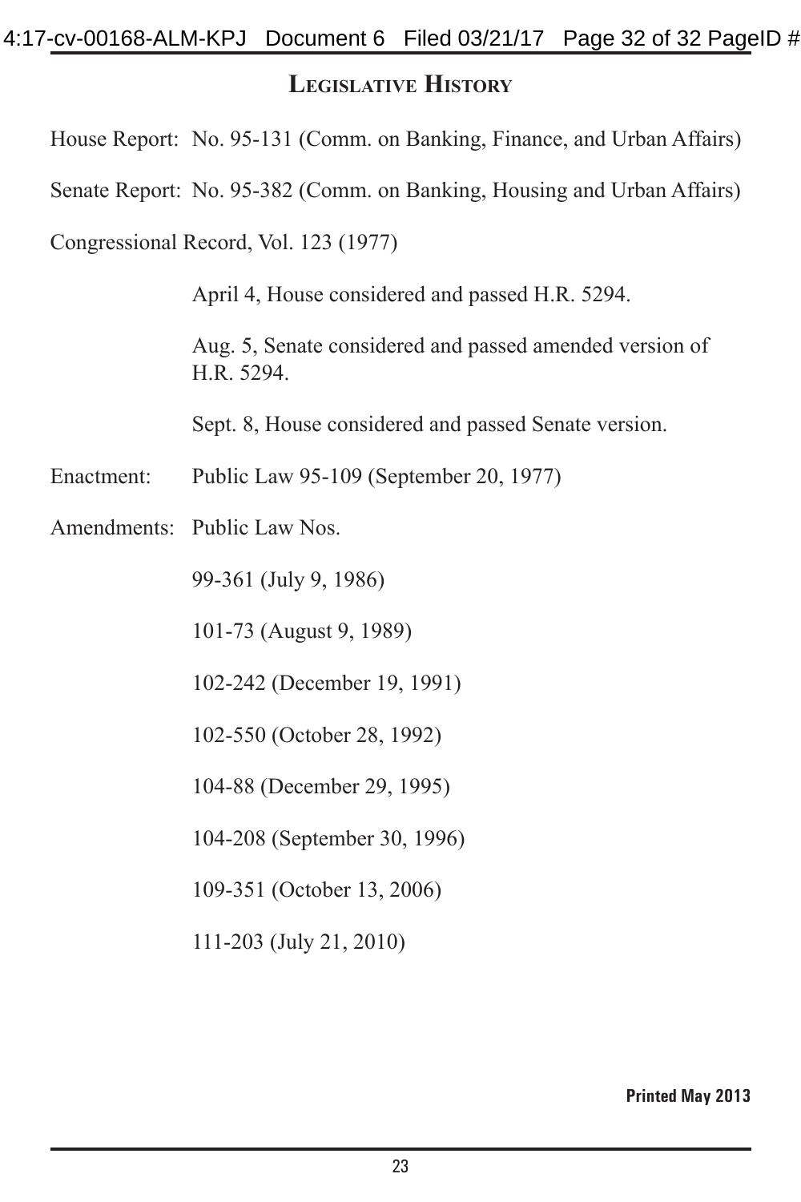## Legislative History

House Report: No. 95-131 (Comm. on Banking, Finance, and Urban Affairs)

Senate Report: No. 95-382 (Comm. on Banking, Housing and Urban Affairs)

Congressional Record, Vol. 123 (1977)

April 4, House considered and passed H.R. 5294.

Aug. 5, Senate considered and passed amended version of H.R. 5294.

Sept. 8, House considered and passed Senate version.

Enactment: Public Law 95-109 (September 20, 1977)

Amendments: Public Law Nos.

99-361 (July 9, 1986)

101-73 (August 9, 1989)

102-242 (December 19, 1991)

102-550 (October 28, 1992)

104-88 (December 29, 1995)

104-208 (September 30, 1996)

109-351 (October 13, 2006)

111-203 (July 21, 2010)

**Printed May 2013**